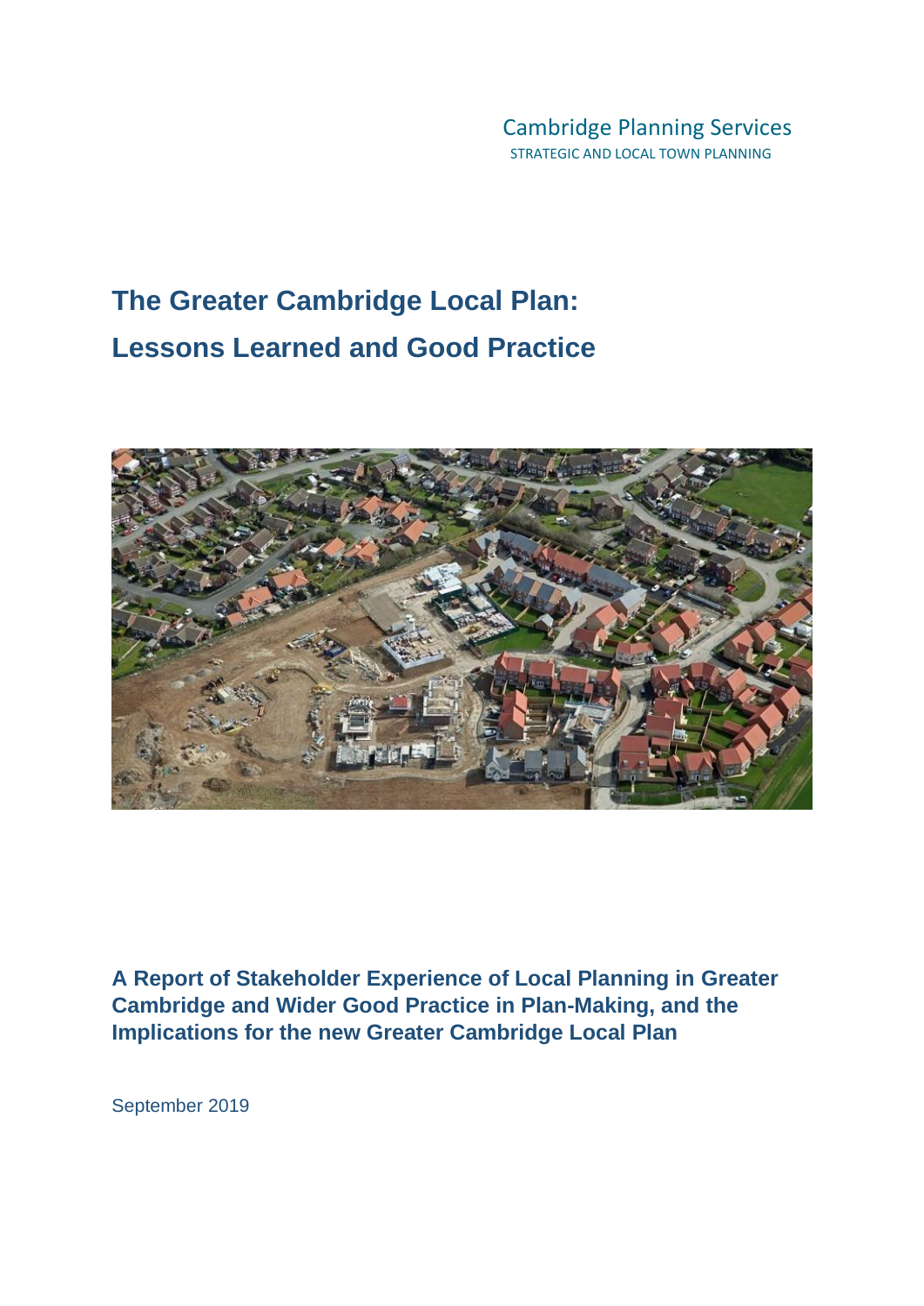Cambridge Planning Services
STRATEGIC AND LOCAL TOWN PLANNING

# The Greater Cambridge Local Plan: Lessons Learned and Good Practice

**A Report of Stakeholder Experience of Local Planning in Greater Cambridge and Wider Good Practice in Plan-Making, and the Implications for the new Greater Cambridge Local Plan**

September 2019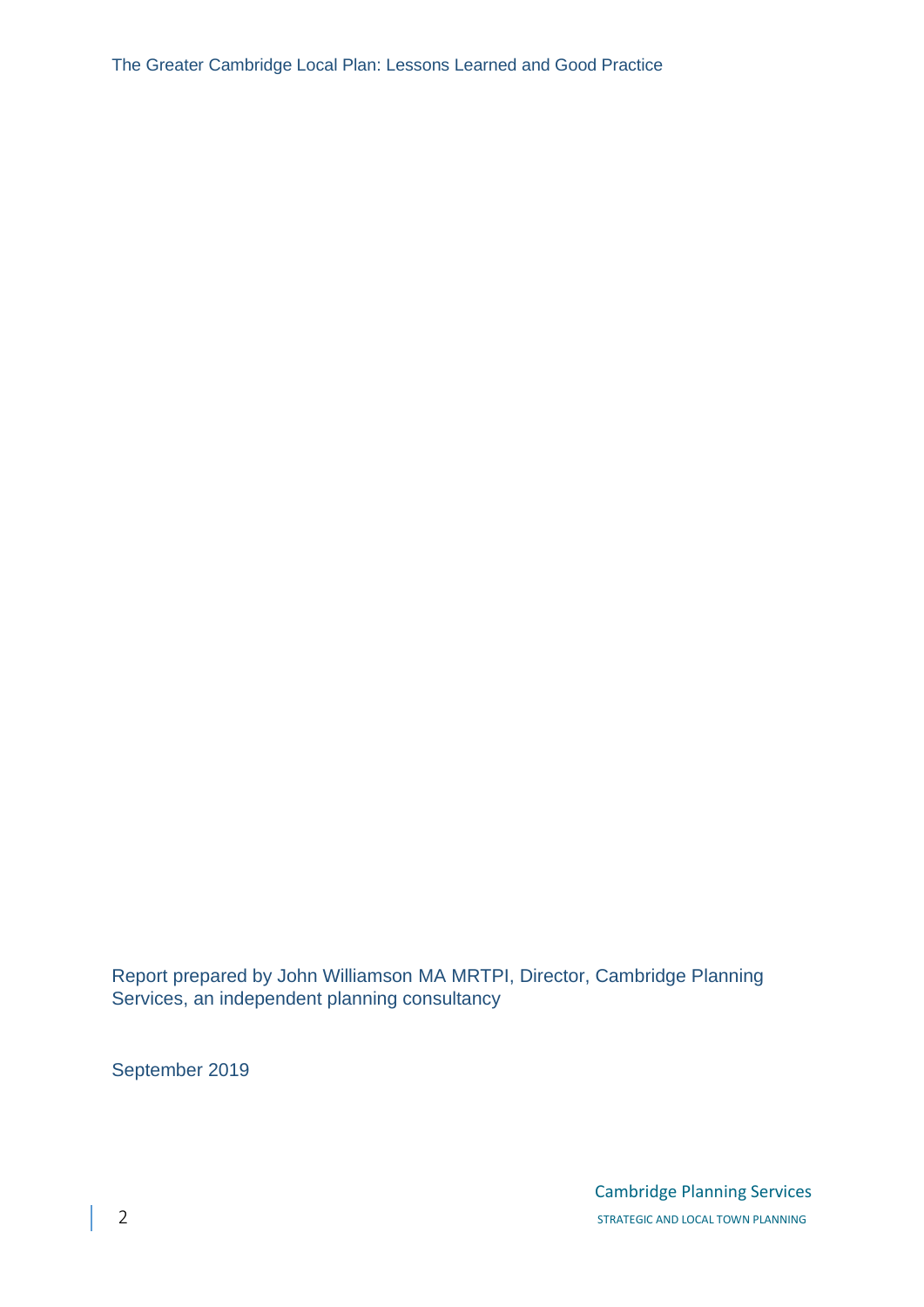Report prepared by John Williamson MA MRTPI, Director, Cambridge Planning Services, an independent planning consultancy

September 2019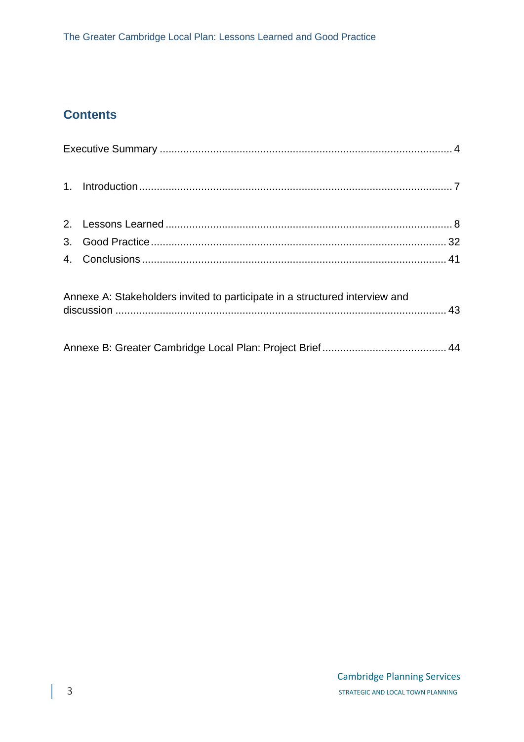## Contents

Executive Summary ........................................................................................ 4

1. Introduction ................................................................................................ 7

2. Lessons Learned ......................................................................................... 8
3. Good Practice ............................................................................................ 32
4. Conclusions ................................................................................................ 41

Annexe A: Stakeholders invited to participate in a structured interview and discussion ............................................................................................................ 43

Annexe B: Greater Cambridge Local Plan: Project Brief ........................................ 44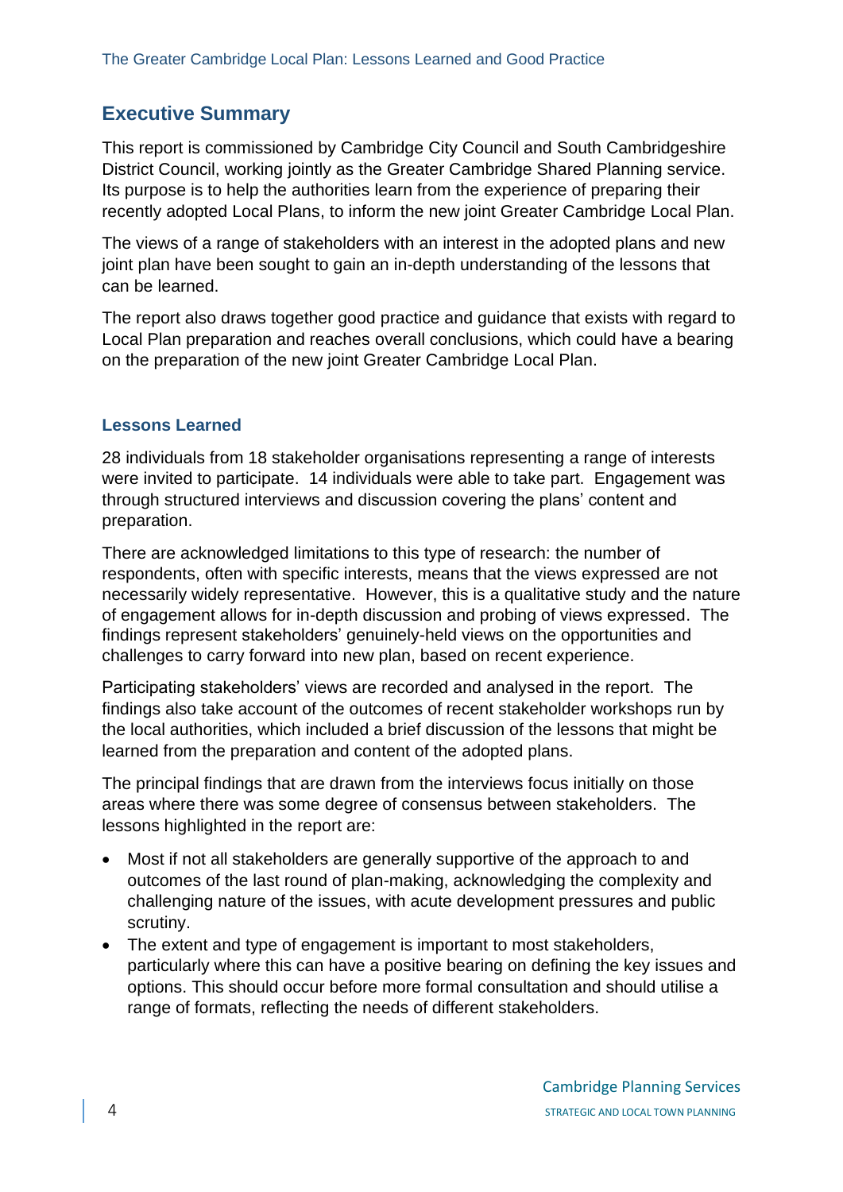## Executive Summary

This report is commissioned by Cambridge City Council and South Cambridgeshire District Council, working jointly as the Greater Cambridge Shared Planning service. Its purpose is to help the authorities learn from the experience of preparing their recently adopted Local Plans, to inform the new joint Greater Cambridge Local Plan.

The views of a range of stakeholders with an interest in the adopted plans and new joint plan have been sought to gain an in-depth understanding of the lessons that can be learned.

The report also draws together good practice and guidance that exists with regard to Local Plan preparation and reaches overall conclusions, which could have a bearing on the preparation of the new joint Greater Cambridge Local Plan.

### Lessons Learned

28 individuals from 18 stakeholder organisations representing a range of interests were invited to participate. 14 individuals were able to take part. Engagement was through structured interviews and discussion covering the plans' content and preparation.

There are acknowledged limitations to this type of research: the number of respondents, often with specific interests, means that the views expressed are not necessarily widely representative. However, this is a qualitative study and the nature of engagement allows for in-depth discussion and probing of views expressed. The findings represent stakeholders' genuinely-held views on the opportunities and challenges to carry forward into new plan, based on recent experience.

Participating stakeholders' views are recorded and analysed in the report. The findings also take account of the outcomes of recent stakeholder workshops run by the local authorities, which included a brief discussion of the lessons that might be learned from the preparation and content of the adopted plans.

The principal findings that are drawn from the interviews focus initially on those areas where there was some degree of consensus between stakeholders. The lessons highlighted in the report are:

- Most if not all stakeholders are generally supportive of the approach to and outcomes of the last round of plan-making, acknowledging the complexity and challenging nature of the issues, with acute development pressures and public scrutiny.
- The extent and type of engagement is important to most stakeholders, particularly where this can have a positive bearing on defining the key issues and options. This should occur before more formal consultation and should utilise a range of formats, reflecting the needs of different stakeholders.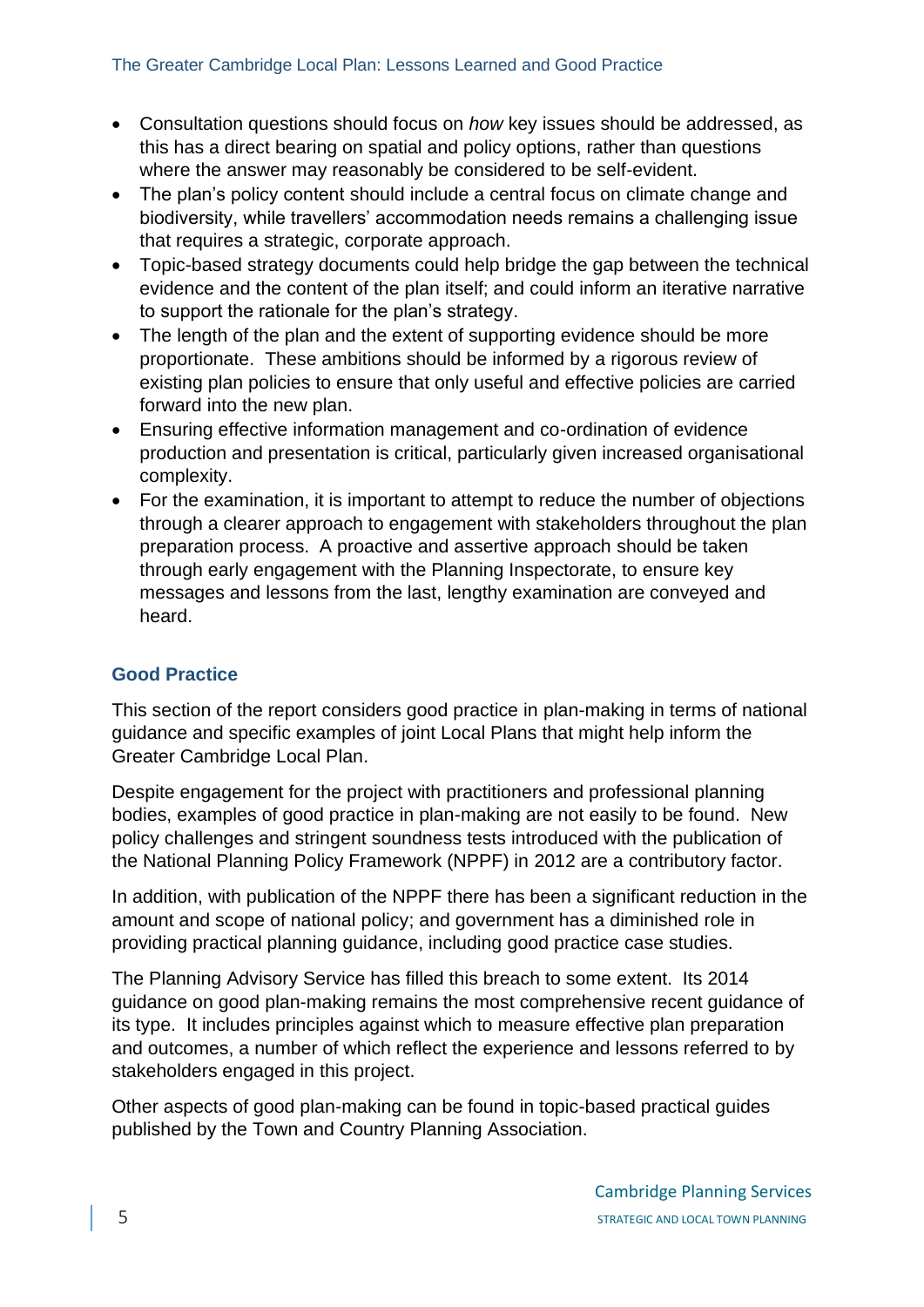- Consultation questions should focus on *how* key issues should be addressed, as this has a direct bearing on spatial and policy options, rather than questions where the answer may reasonably be considered to be self-evident.
- The plan's policy content should include a central focus on climate change and biodiversity, while travellers' accommodation needs remains a challenging issue that requires a strategic, corporate approach.
- Topic-based strategy documents could help bridge the gap between the technical evidence and the content of the plan itself; and could inform an iterative narrative to support the rationale for the plan's strategy.
- The length of the plan and the extent of supporting evidence should be more proportionate. These ambitions should be informed by a rigorous review of existing plan policies to ensure that only useful and effective policies are carried forward into the new plan.
- Ensuring effective information management and co-ordination of evidence production and presentation is critical, particularly given increased organisational complexity.
- For the examination, it is important to attempt to reduce the number of objections through a clearer approach to engagement with stakeholders throughout the plan preparation process. A proactive and assertive approach should be taken through early engagement with the Planning Inspectorate, to ensure key messages and lessons from the last, lengthy examination are conveyed and heard.

## Good Practice

This section of the report considers good practice in plan-making in terms of national guidance and specific examples of joint Local Plans that might help inform the Greater Cambridge Local Plan.

Despite engagement for the project with practitioners and professional planning bodies, examples of good practice in plan-making are not easily to be found. New policy challenges and stringent soundness tests introduced with the publication of the National Planning Policy Framework (NPPF) in 2012 are a contributory factor.

In addition, with publication of the NPPF there has been a significant reduction in the amount and scope of national policy; and government has a diminished role in providing practical planning guidance, including good practice case studies.

The Planning Advisory Service has filled this breach to some extent. Its 2014 guidance on good plan-making remains the most comprehensive recent guidance of its type. It includes principles against which to measure effective plan preparation and outcomes, a number of which reflect the experience and lessons referred to by stakeholders engaged in this project.

Other aspects of good plan-making can be found in topic-based practical guides published by the Town and Country Planning Association.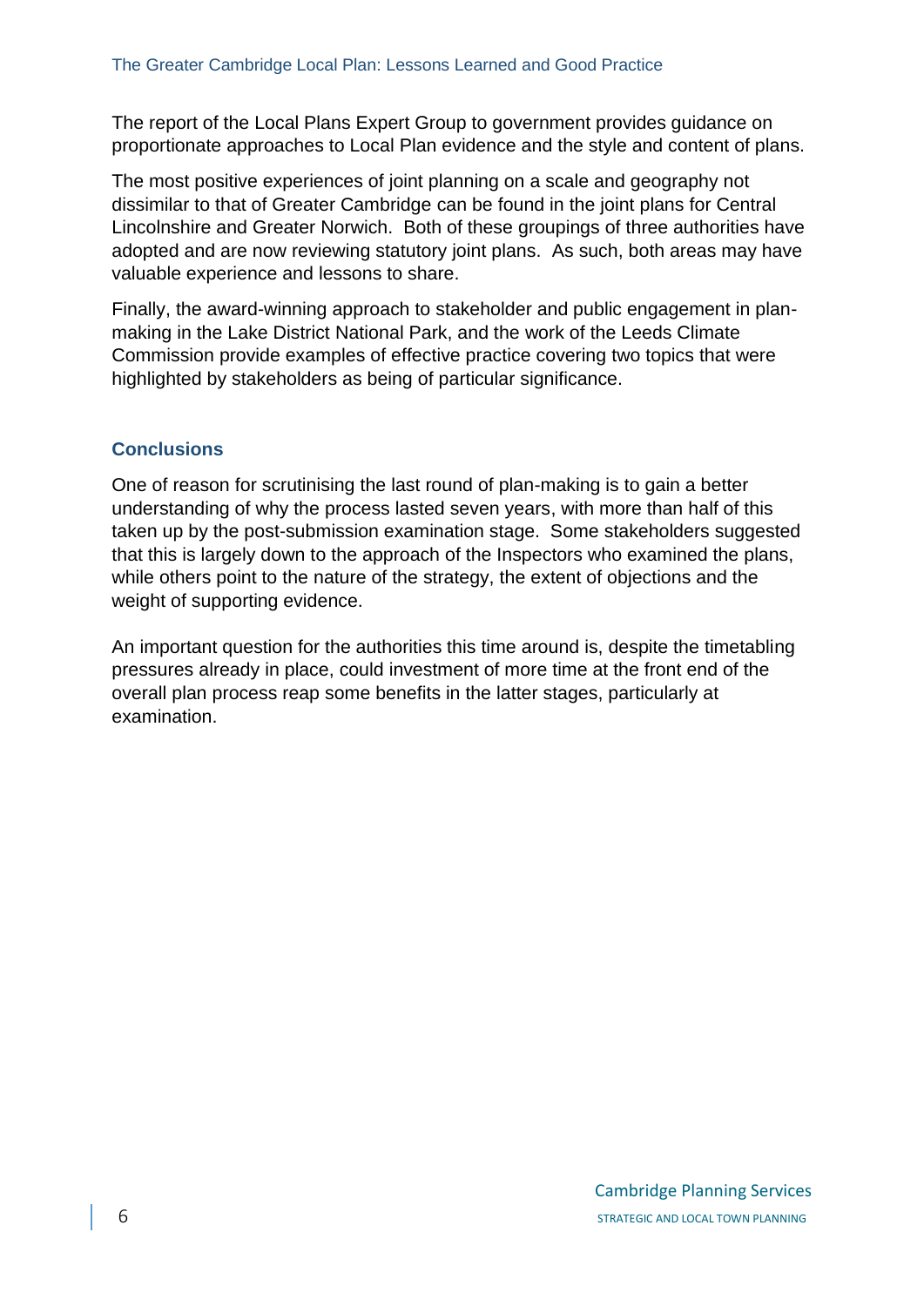The report of the Local Plans Expert Group to government provides guidance on proportionate approaches to Local Plan evidence and the style and content of plans.

The most positive experiences of joint planning on a scale and geography not dissimilar to that of Greater Cambridge can be found in the joint plans for Central Lincolnshire and Greater Norwich. Both of these groupings of three authorities have adopted and are now reviewing statutory joint plans. As such, both areas may have valuable experience and lessons to share.

Finally, the award-winning approach to stakeholder and public engagement in plan-making in the Lake District National Park, and the work of the Leeds Climate Commission provide examples of effective practice covering two topics that were highlighted by stakeholders as being of particular significance.

## Conclusions

One of reason for scrutinising the last round of plan-making is to gain a better understanding of why the process lasted seven years, with more than half of this taken up by the post-submission examination stage. Some stakeholders suggested that this is largely down to the approach of the Inspectors who examined the plans, while others point to the nature of the strategy, the extent of objections and the weight of supporting evidence.

An important question for the authorities this time around is, despite the timetabling pressures already in place, could investment of more time at the front end of the overall plan process reap some benefits in the latter stages, particularly at examination.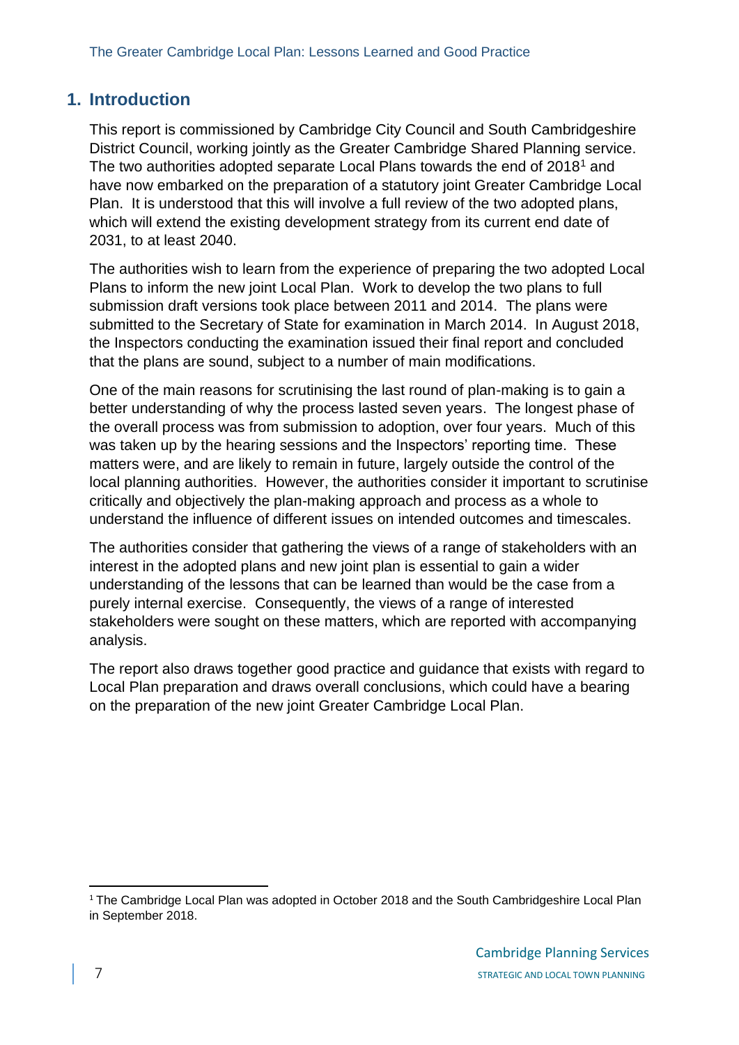## 1. Introduction

This report is commissioned by Cambridge City Council and South Cambridgeshire District Council, working jointly as the Greater Cambridge Shared Planning service. The two authorities adopted separate Local Plans towards the end of 2018[1] and have now embarked on the preparation of a statutory joint Greater Cambridge Local Plan. It is understood that this will involve a full review of the two adopted plans, which will extend the existing development strategy from its current end date of 2031, to at least 2040.

The authorities wish to learn from the experience of preparing the two adopted Local Plans to inform the new joint Local Plan. Work to develop the two plans to full submission draft versions took place between 2011 and 2014. The plans were submitted to the Secretary of State for examination in March 2014. In August 2018, the Inspectors conducting the examination issued their final report and concluded that the plans are sound, subject to a number of main modifications.

One of the main reasons for scrutinising the last round of plan-making is to gain a better understanding of why the process lasted seven years. The longest phase of the overall process was from submission to adoption, over four years. Much of this was taken up by the hearing sessions and the Inspectors' reporting time. These matters were, and are likely to remain in future, largely outside the control of the local planning authorities. However, the authorities consider it important to scrutinise critically and objectively the plan-making approach and process as a whole to understand the influence of different issues on intended outcomes and timescales.

The authorities consider that gathering the views of a range of stakeholders with an interest in the adopted plans and new joint plan is essential to gain a wider understanding of the lessons that can be learned than would be the case from a purely internal exercise. Consequently, the views of a range of interested stakeholders were sought on these matters, which are reported with accompanying analysis.

The report also draws together good practice and guidance that exists with regard to Local Plan preparation and draws overall conclusions, which could have a bearing on the preparation of the new joint Greater Cambridge Local Plan.

[1] The Cambridge Local Plan was adopted in October 2018 and the South Cambridgeshire Local Plan in September 2018.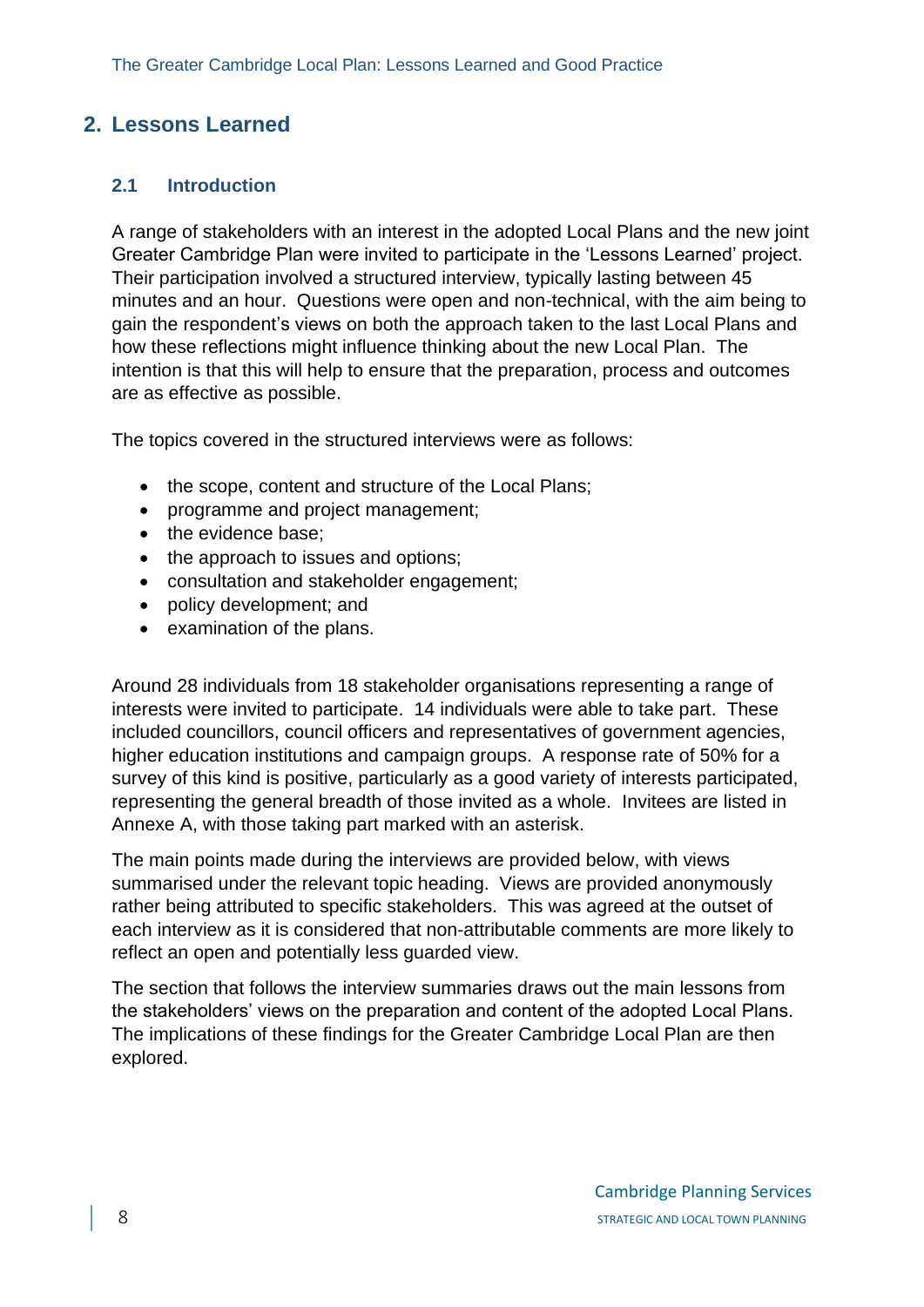## 2. Lessons Learned

### 2.1 Introduction

A range of stakeholders with an interest in the adopted Local Plans and the new joint Greater Cambridge Plan were invited to participate in the 'Lessons Learned' project. Their participation involved a structured interview, typically lasting between 45 minutes and an hour. Questions were open and non-technical, with the aim being to gain the respondent's views on both the approach taken to the last Local Plans and how these reflections might influence thinking about the new Local Plan. The intention is that this will help to ensure that the preparation, process and outcomes are as effective as possible.

The topics covered in the structured interviews were as follows:

- the scope, content and structure of the Local Plans;
- programme and project management;
- the evidence base;
- the approach to issues and options;
- consultation and stakeholder engagement;
- policy development; and
- examination of the plans.

Around 28 individuals from 18 stakeholder organisations representing a range of interests were invited to participate. 14 individuals were able to take part. These included councillors, council officers and representatives of government agencies, higher education institutions and campaign groups. A response rate of 50% for a survey of this kind is positive, particularly as a good variety of interests participated, representing the general breadth of those invited as a whole. Invitees are listed in Annexe A, with those taking part marked with an asterisk.

The main points made during the interviews are provided below, with views summarised under the relevant topic heading. Views are provided anonymously rather being attributed to specific stakeholders. This was agreed at the outset of each interview as it is considered that non-attributable comments are more likely to reflect an open and potentially less guarded view.

The section that follows the interview summaries draws out the main lessons from the stakeholders' views on the preparation and content of the adopted Local Plans. The implications of these findings for the Greater Cambridge Local Plan are then explored.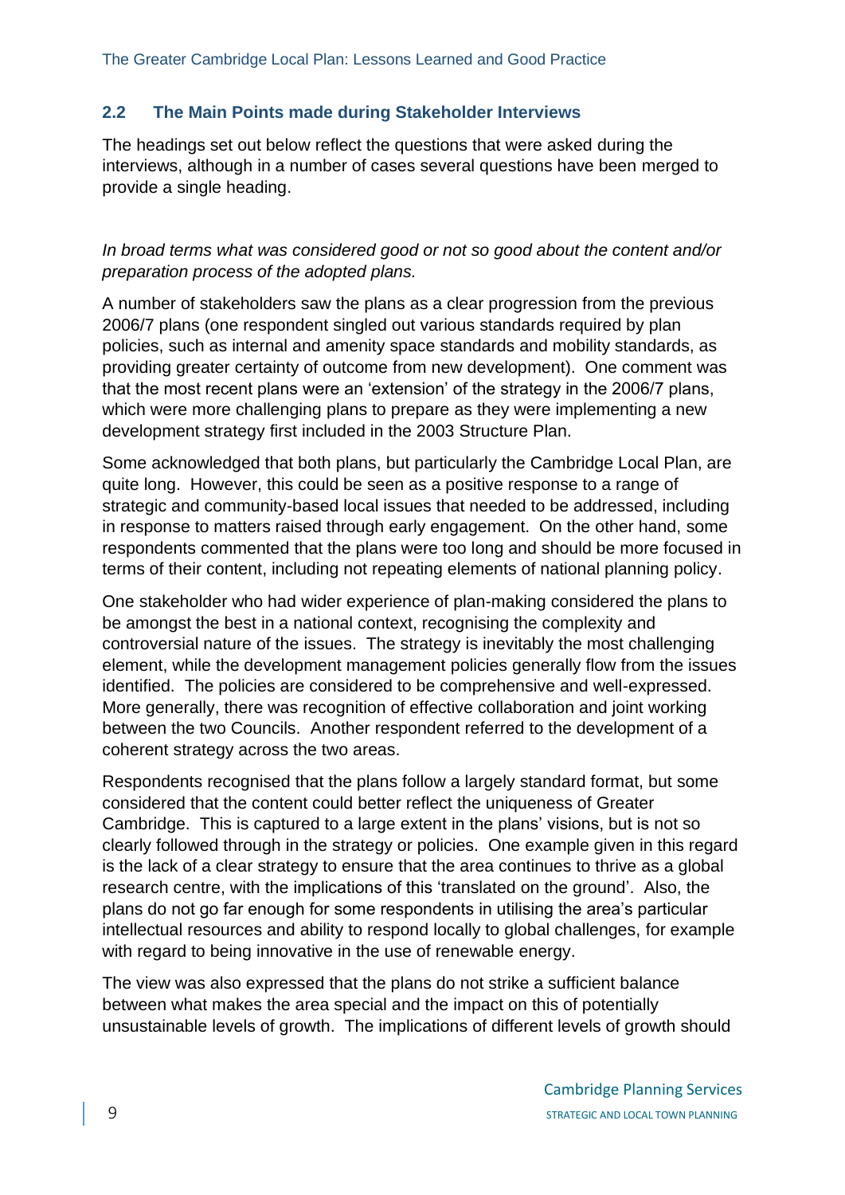### 2.2 The Main Points made during Stakeholder Interviews

The headings set out below reflect the questions that were asked during the interviews, although in a number of cases several questions have been merged to provide a single heading.

*In broad terms what was considered good or not so good about the content and/or preparation process of the adopted plans.*

A number of stakeholders saw the plans as a clear progression from the previous 2006/7 plans (one respondent singled out various standards required by plan policies, such as internal and amenity space standards and mobility standards, as providing greater certainty of outcome from new development). One comment was that the most recent plans were an 'extension' of the strategy in the 2006/7 plans, which were more challenging plans to prepare as they were implementing a new development strategy first included in the 2003 Structure Plan.

Some acknowledged that both plans, but particularly the Cambridge Local Plan, are quite long. However, this could be seen as a positive response to a range of strategic and community-based local issues that needed to be addressed, including in response to matters raised through early engagement. On the other hand, some respondents commented that the plans were too long and should be more focused in terms of their content, including not repeating elements of national planning policy.

One stakeholder who had wider experience of plan-making considered the plans to be amongst the best in a national context, recognising the complexity and controversial nature of the issues. The strategy is inevitably the most challenging element, while the development management policies generally flow from the issues identified. The policies are considered to be comprehensive and well-expressed. More generally, there was recognition of effective collaboration and joint working between the two Councils. Another respondent referred to the development of a coherent strategy across the two areas.

Respondents recognised that the plans follow a largely standard format, but some considered that the content could better reflect the uniqueness of Greater Cambridge. This is captured to a large extent in the plans' visions, but is not so clearly followed through in the strategy or policies. One example given in this regard is the lack of a clear strategy to ensure that the area continues to thrive as a global research centre, with the implications of this 'translated on the ground'. Also, the plans do not go far enough for some respondents in utilising the area's particular intellectual resources and ability to respond locally to global challenges, for example with regard to being innovative in the use of renewable energy.

The view was also expressed that the plans do not strike a sufficient balance between what makes the area special and the impact on this of potentially unsustainable levels of growth. The implications of different levels of growth should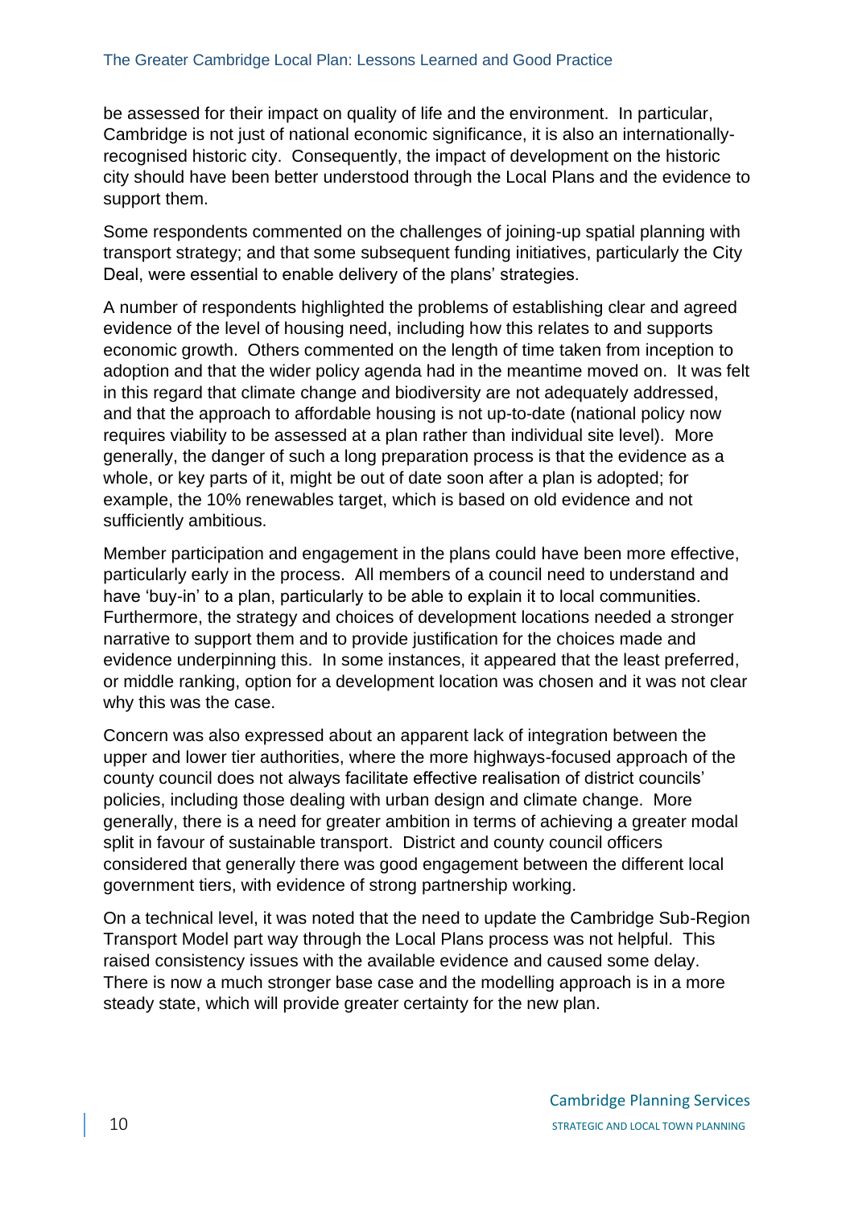be assessed for their impact on quality of life and the environment. In particular, Cambridge is not just of national economic significance, it is also an internationally-recognised historic city. Consequently, the impact of development on the historic city should have been better understood through the Local Plans and the evidence to support them.

Some respondents commented on the challenges of joining-up spatial planning with transport strategy; and that some subsequent funding initiatives, particularly the City Deal, were essential to enable delivery of the plans' strategies.

A number of respondents highlighted the problems of establishing clear and agreed evidence of the level of housing need, including how this relates to and supports economic growth. Others commented on the length of time taken from inception to adoption and that the wider policy agenda had in the meantime moved on. It was felt in this regard that climate change and biodiversity are not adequately addressed, and that the approach to affordable housing is not up-to-date (national policy now requires viability to be assessed at a plan rather than individual site level). More generally, the danger of such a long preparation process is that the evidence as a whole, or key parts of it, might be out of date soon after a plan is adopted; for example, the 10% renewables target, which is based on old evidence and not sufficiently ambitious.

Member participation and engagement in the plans could have been more effective, particularly early in the process. All members of a council need to understand and have 'buy-in' to a plan, particularly to be able to explain it to local communities. Furthermore, the strategy and choices of development locations needed a stronger narrative to support them and to provide justification for the choices made and evidence underpinning this. In some instances, it appeared that the least preferred, or middle ranking, option for a development location was chosen and it was not clear why this was the case.

Concern was also expressed about an apparent lack of integration between the upper and lower tier authorities, where the more highways-focused approach of the county council does not always facilitate effective realisation of district councils' policies, including those dealing with urban design and climate change. More generally, there is a need for greater ambition in terms of achieving a greater modal split in favour of sustainable transport. District and county council officers considered that generally there was good engagement between the different local government tiers, with evidence of strong partnership working.

On a technical level, it was noted that the need to update the Cambridge Sub-Region Transport Model part way through the Local Plans process was not helpful. This raised consistency issues with the available evidence and caused some delay. There is now a much stronger base case and the modelling approach is in a more steady state, which will provide greater certainty for the new plan.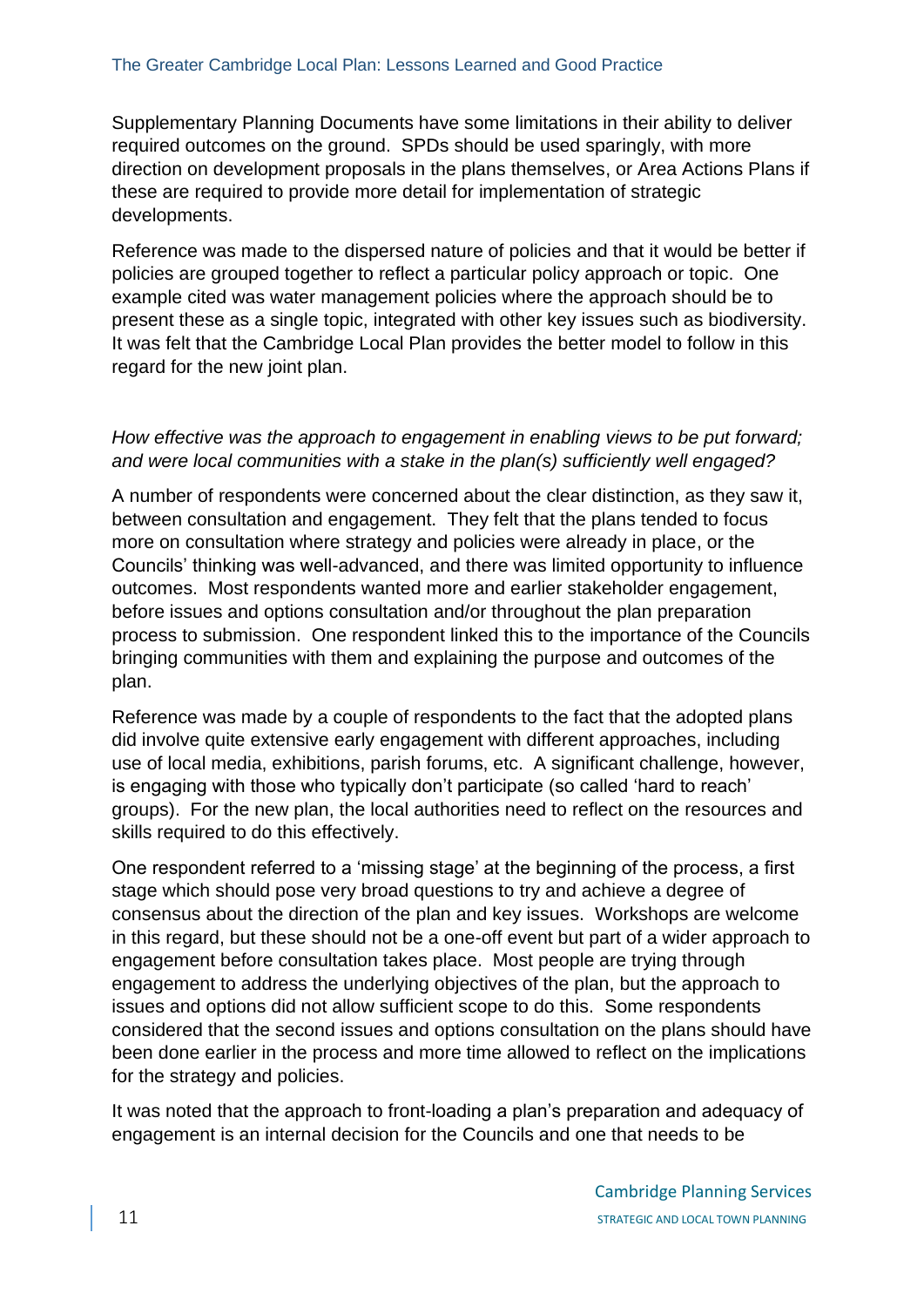Supplementary Planning Documents have some limitations in their ability to deliver required outcomes on the ground. SPDs should be used sparingly, with more direction on development proposals in the plans themselves, or Area Actions Plans if these are required to provide more detail for implementation of strategic developments.

Reference was made to the dispersed nature of policies and that it would be better if policies are grouped together to reflect a particular policy approach or topic. One example cited was water management policies where the approach should be to present these as a single topic, integrated with other key issues such as biodiversity. It was felt that the Cambridge Local Plan provides the better model to follow in this regard for the new joint plan.

*How effective was the approach to engagement in enabling views to be put forward; and were local communities with a stake in the plan(s) sufficiently well engaged?*

A number of respondents were concerned about the clear distinction, as they saw it, between consultation and engagement. They felt that the plans tended to focus more on consultation where strategy and policies were already in place, or the Councils' thinking was well-advanced, and there was limited opportunity to influence outcomes. Most respondents wanted more and earlier stakeholder engagement, before issues and options consultation and/or throughout the plan preparation process to submission. One respondent linked this to the importance of the Councils bringing communities with them and explaining the purpose and outcomes of the plan.

Reference was made by a couple of respondents to the fact that the adopted plans did involve quite extensive early engagement with different approaches, including use of local media, exhibitions, parish forums, etc. A significant challenge, however, is engaging with those who typically don't participate (so called 'hard to reach' groups). For the new plan, the local authorities need to reflect on the resources and skills required to do this effectively.

One respondent referred to a 'missing stage' at the beginning of the process, a first stage which should pose very broad questions to try and achieve a degree of consensus about the direction of the plan and key issues. Workshops are welcome in this regard, but these should not be a one-off event but part of a wider approach to engagement before consultation takes place. Most people are trying through engagement to address the underlying objectives of the plan, but the approach to issues and options did not allow sufficient scope to do this. Some respondents considered that the second issues and options consultation on the plans should have been done earlier in the process and more time allowed to reflect on the implications for the strategy and policies.

It was noted that the approach to front-loading a plan's preparation and adequacy of engagement is an internal decision for the Councils and one that needs to be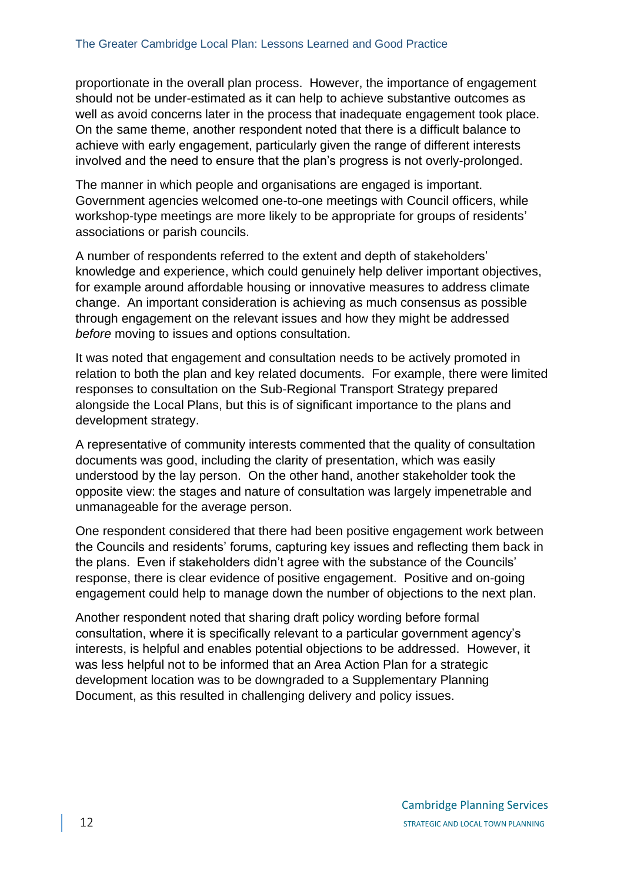proportionate in the overall plan process. However, the importance of engagement should not be under-estimated as it can help to achieve substantive outcomes as well as avoid concerns later in the process that inadequate engagement took place. On the same theme, another respondent noted that there is a difficult balance to achieve with early engagement, particularly given the range of different interests involved and the need to ensure that the plan's progress is not overly-prolonged.

The manner in which people and organisations are engaged is important. Government agencies welcomed one-to-one meetings with Council officers, while workshop-type meetings are more likely to be appropriate for groups of residents' associations or parish councils.

A number of respondents referred to the extent and depth of stakeholders' knowledge and experience, which could genuinely help deliver important objectives, for example around affordable housing or innovative measures to address climate change. An important consideration is achieving as much consensus as possible through engagement on the relevant issues and how they might be addressed *before* moving to issues and options consultation.

It was noted that engagement and consultation needs to be actively promoted in relation to both the plan and key related documents. For example, there were limited responses to consultation on the Sub-Regional Transport Strategy prepared alongside the Local Plans, but this is of significant importance to the plans and development strategy.

A representative of community interests commented that the quality of consultation documents was good, including the clarity of presentation, which was easily understood by the lay person. On the other hand, another stakeholder took the opposite view: the stages and nature of consultation was largely impenetrable and unmanageable for the average person.

One respondent considered that there had been positive engagement work between the Councils and residents' forums, capturing key issues and reflecting them back in the plans. Even if stakeholders didn't agree with the substance of the Councils' response, there is clear evidence of positive engagement. Positive and on-going engagement could help to manage down the number of objections to the next plan.

Another respondent noted that sharing draft policy wording before formal consultation, where it is specifically relevant to a particular government agency's interests, is helpful and enables potential objections to be addressed. However, it was less helpful not to be informed that an Area Action Plan for a strategic development location was to be downgraded to a Supplementary Planning Document, as this resulted in challenging delivery and policy issues.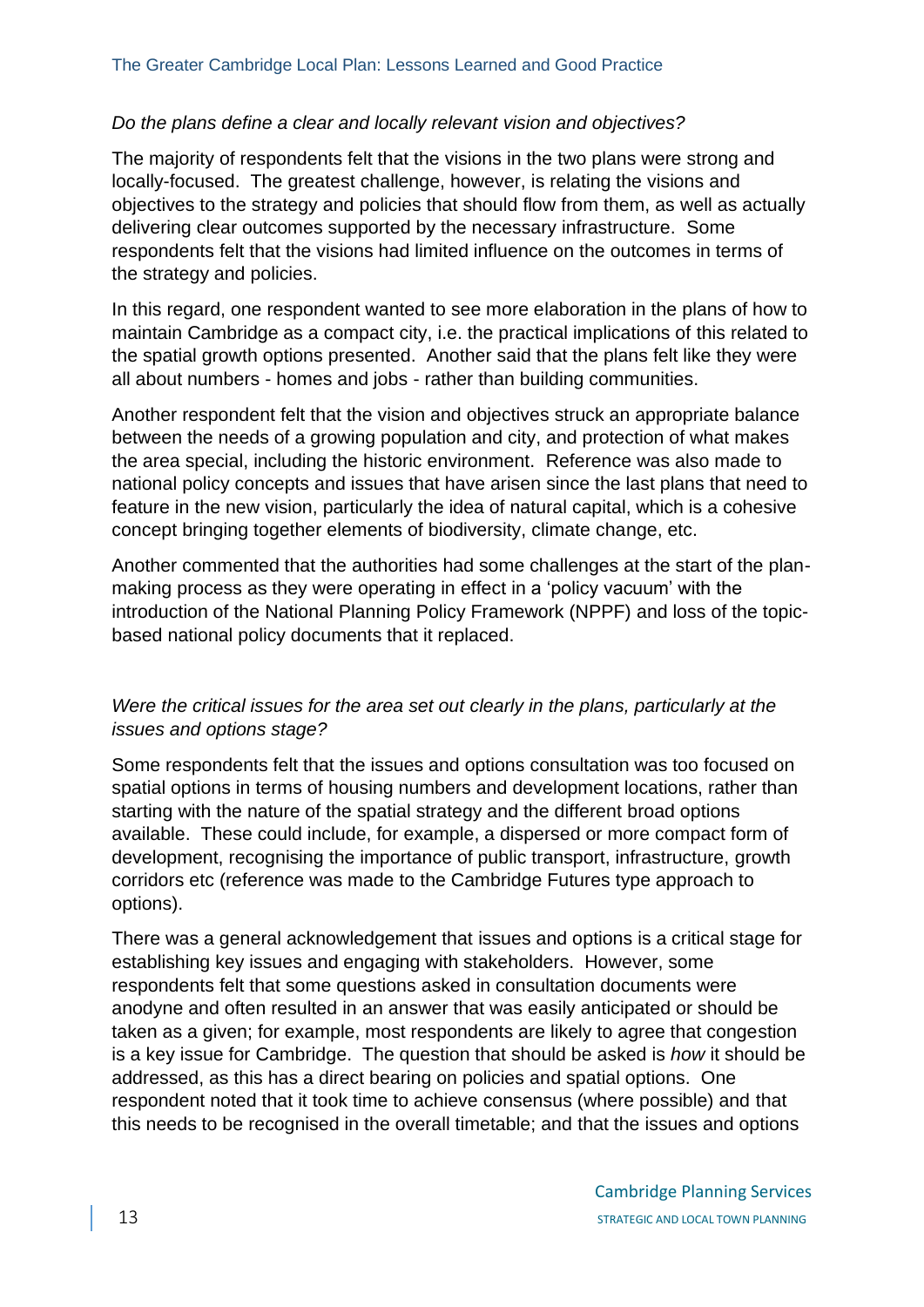*Do the plans define a clear and locally relevant vision and objectives?*

The majority of respondents felt that the visions in the two plans were strong and locally-focused. The greatest challenge, however, is relating the visions and objectives to the strategy and policies that should flow from them, as well as actually delivering clear outcomes supported by the necessary infrastructure. Some respondents felt that the visions had limited influence on the outcomes in terms of the strategy and policies.

In this regard, one respondent wanted to see more elaboration in the plans of how to maintain Cambridge as a compact city, i.e. the practical implications of this related to the spatial growth options presented. Another said that the plans felt like they were all about numbers - homes and jobs - rather than building communities.

Another respondent felt that the vision and objectives struck an appropriate balance between the needs of a growing population and city, and protection of what makes the area special, including the historic environment. Reference was also made to national policy concepts and issues that have arisen since the last plans that need to feature in the new vision, particularly the idea of natural capital, which is a cohesive concept bringing together elements of biodiversity, climate change, etc.

Another commented that the authorities had some challenges at the start of the plan-making process as they were operating in effect in a 'policy vacuum' with the introduction of the National Planning Policy Framework (NPPF) and loss of the topic-based national policy documents that it replaced.

*Were the critical issues for the area set out clearly in the plans, particularly at the issues and options stage?*

Some respondents felt that the issues and options consultation was too focused on spatial options in terms of housing numbers and development locations, rather than starting with the nature of the spatial strategy and the different broad options available. These could include, for example, a dispersed or more compact form of development, recognising the importance of public transport, infrastructure, growth corridors etc (reference was made to the Cambridge Futures type approach to options).

There was a general acknowledgement that issues and options is a critical stage for establishing key issues and engaging with stakeholders. However, some respondents felt that some questions asked in consultation documents were anodyne and often resulted in an answer that was easily anticipated or should be taken as a given; for example, most respondents are likely to agree that congestion is a key issue for Cambridge. The question that should be asked is *how* it should be addressed, as this has a direct bearing on policies and spatial options. One respondent noted that it took time to achieve consensus (where possible) and that this needs to be recognised in the overall timetable; and that the issues and options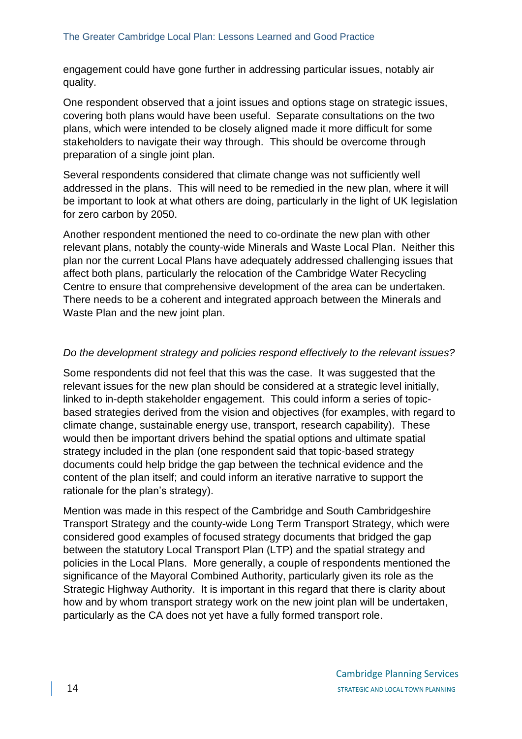engagement could have gone further in addressing particular issues, notably air quality.

One respondent observed that a joint issues and options stage on strategic issues, covering both plans would have been useful. Separate consultations on the two plans, which were intended to be closely aligned made it more difficult for some stakeholders to navigate their way through. This should be overcome through preparation of a single joint plan.

Several respondents considered that climate change was not sufficiently well addressed in the plans. This will need to be remedied in the new plan, where it will be important to look at what others are doing, particularly in the light of UK legislation for zero carbon by 2050.

Another respondent mentioned the need to co-ordinate the new plan with other relevant plans, notably the county-wide Minerals and Waste Local Plan. Neither this plan nor the current Local Plans have adequately addressed challenging issues that affect both plans, particularly the relocation of the Cambridge Water Recycling Centre to ensure that comprehensive development of the area can be undertaken. There needs to be a coherent and integrated approach between the Minerals and Waste Plan and the new joint plan.

*Do the development strategy and policies respond effectively to the relevant issues?*

Some respondents did not feel that this was the case. It was suggested that the relevant issues for the new plan should be considered at a strategic level initially, linked to in-depth stakeholder engagement. This could inform a series of topic-based strategies derived from the vision and objectives (for examples, with regard to climate change, sustainable energy use, transport, research capability). These would then be important drivers behind the spatial options and ultimate spatial strategy included in the plan (one respondent said that topic-based strategy documents could help bridge the gap between the technical evidence and the content of the plan itself; and could inform an iterative narrative to support the rationale for the plan's strategy).

Mention was made in this respect of the Cambridge and South Cambridgeshire Transport Strategy and the county-wide Long Term Transport Strategy, which were considered good examples of focused strategy documents that bridged the gap between the statutory Local Transport Plan (LTP) and the spatial strategy and policies in the Local Plans. More generally, a couple of respondents mentioned the significance of the Mayoral Combined Authority, particularly given its role as the Strategic Highway Authority. It is important in this regard that there is clarity about how and by whom transport strategy work on the new joint plan will be undertaken, particularly as the CA does not yet have a fully formed transport role.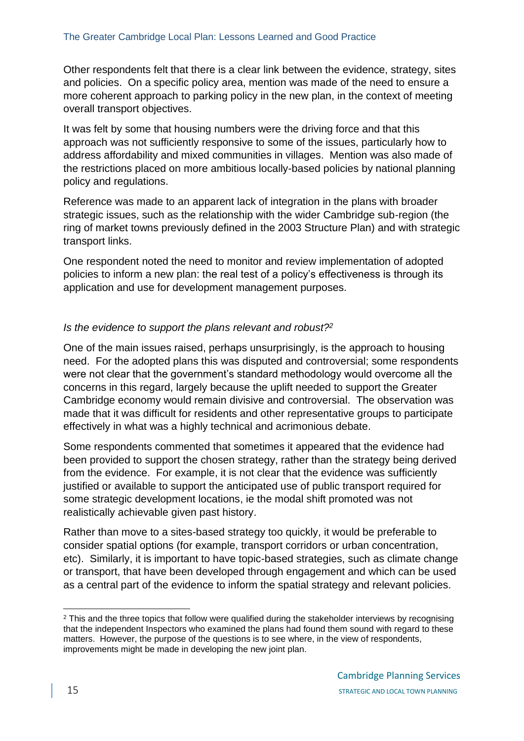Other respondents felt that there is a clear link between the evidence, strategy, sites and policies. On a specific policy area, mention was made of the need to ensure a more coherent approach to parking policy in the new plan, in the context of meeting overall transport objectives.

It was felt by some that housing numbers were the driving force and that this approach was not sufficiently responsive to some of the issues, particularly how to address affordability and mixed communities in villages. Mention was also made of the restrictions placed on more ambitious locally-based policies by national planning policy and regulations.

Reference was made to an apparent lack of integration in the plans with broader strategic issues, such as the relationship with the wider Cambridge sub-region (the ring of market towns previously defined in the 2003 Structure Plan) and with strategic transport links.

One respondent noted the need to monitor and review implementation of adopted policies to inform a new plan: the real test of a policy's effectiveness is through its application and use for development management purposes.

*Is the evidence to support the plans relevant and robust?*[2]

One of the main issues raised, perhaps unsurprisingly, is the approach to housing need. For the adopted plans this was disputed and controversial; some respondents were not clear that the government's standard methodology would overcome all the concerns in this regard, largely because the uplift needed to support the Greater Cambridge economy would remain divisive and controversial. The observation was made that it was difficult for residents and other representative groups to participate effectively in what was a highly technical and acrimonious debate.

Some respondents commented that sometimes it appeared that the evidence had been provided to support the chosen strategy, rather than the strategy being derived from the evidence. For example, it is not clear that the evidence was sufficiently justified or available to support the anticipated use of public transport required for some strategic development locations, ie the modal shift promoted was not realistically achievable given past history.

Rather than move to a sites-based strategy too quickly, it would be preferable to consider spatial options (for example, transport corridors or urban concentration, etc). Similarly, it is important to have topic-based strategies, such as climate change or transport, that have been developed through engagement and which can be used as a central part of the evidence to inform the spatial strategy and relevant policies.

[2] This and the three topics that follow were qualified during the stakeholder interviews by recognising that the independent Inspectors who examined the plans had found them sound with regard to these matters. However, the purpose of the questions is to see where, in the view of respondents, improvements might be made in developing the new joint plan.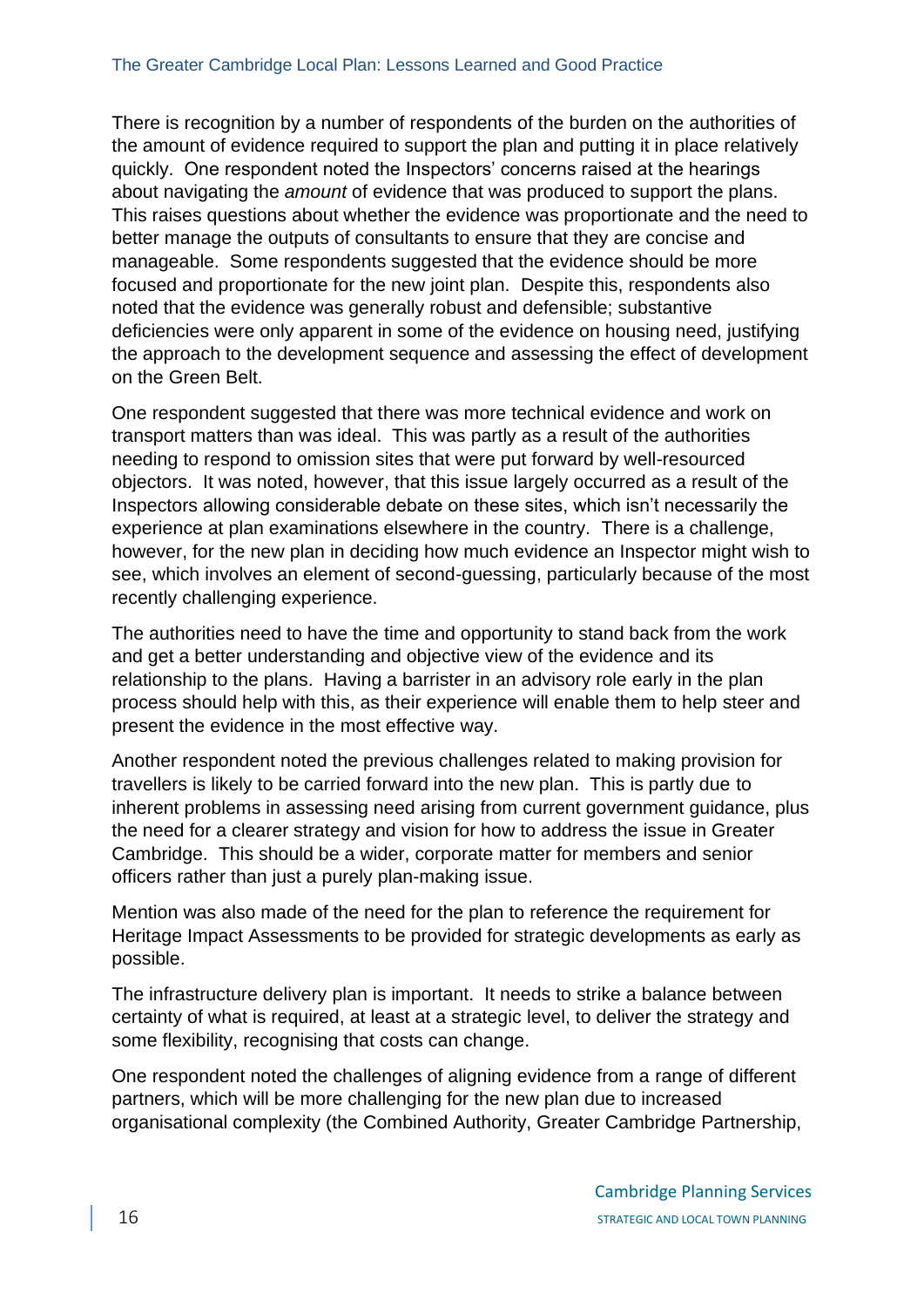There is recognition by a number of respondents of the burden on the authorities of the amount of evidence required to support the plan and putting it in place relatively quickly. One respondent noted the Inspectors' concerns raised at the hearings about navigating the *amount* of evidence that was produced to support the plans. This raises questions about whether the evidence was proportionate and the need to better manage the outputs of consultants to ensure that they are concise and manageable. Some respondents suggested that the evidence should be more focused and proportionate for the new joint plan. Despite this, respondents also noted that the evidence was generally robust and defensible; substantive deficiencies were only apparent in some of the evidence on housing need, justifying the approach to the development sequence and assessing the effect of development on the Green Belt.

One respondent suggested that there was more technical evidence and work on transport matters than was ideal. This was partly as a result of the authorities needing to respond to omission sites that were put forward by well-resourced objectors. It was noted, however, that this issue largely occurred as a result of the Inspectors allowing considerable debate on these sites, which isn't necessarily the experience at plan examinations elsewhere in the country. There is a challenge, however, for the new plan in deciding how much evidence an Inspector might wish to see, which involves an element of second-guessing, particularly because of the most recently challenging experience.

The authorities need to have the time and opportunity to stand back from the work and get a better understanding and objective view of the evidence and its relationship to the plans. Having a barrister in an advisory role early in the plan process should help with this, as their experience will enable them to help steer and present the evidence in the most effective way.

Another respondent noted the previous challenges related to making provision for travellers is likely to be carried forward into the new plan. This is partly due to inherent problems in assessing need arising from current government guidance, plus the need for a clearer strategy and vision for how to address the issue in Greater Cambridge. This should be a wider, corporate matter for members and senior officers rather than just a purely plan-making issue.

Mention was also made of the need for the plan to reference the requirement for Heritage Impact Assessments to be provided for strategic developments as early as possible.

The infrastructure delivery plan is important. It needs to strike a balance between certainty of what is required, at least at a strategic level, to deliver the strategy and some flexibility, recognising that costs can change.

One respondent noted the challenges of aligning evidence from a range of different partners, which will be more challenging for the new plan due to increased organisational complexity (the Combined Authority, Greater Cambridge Partnership,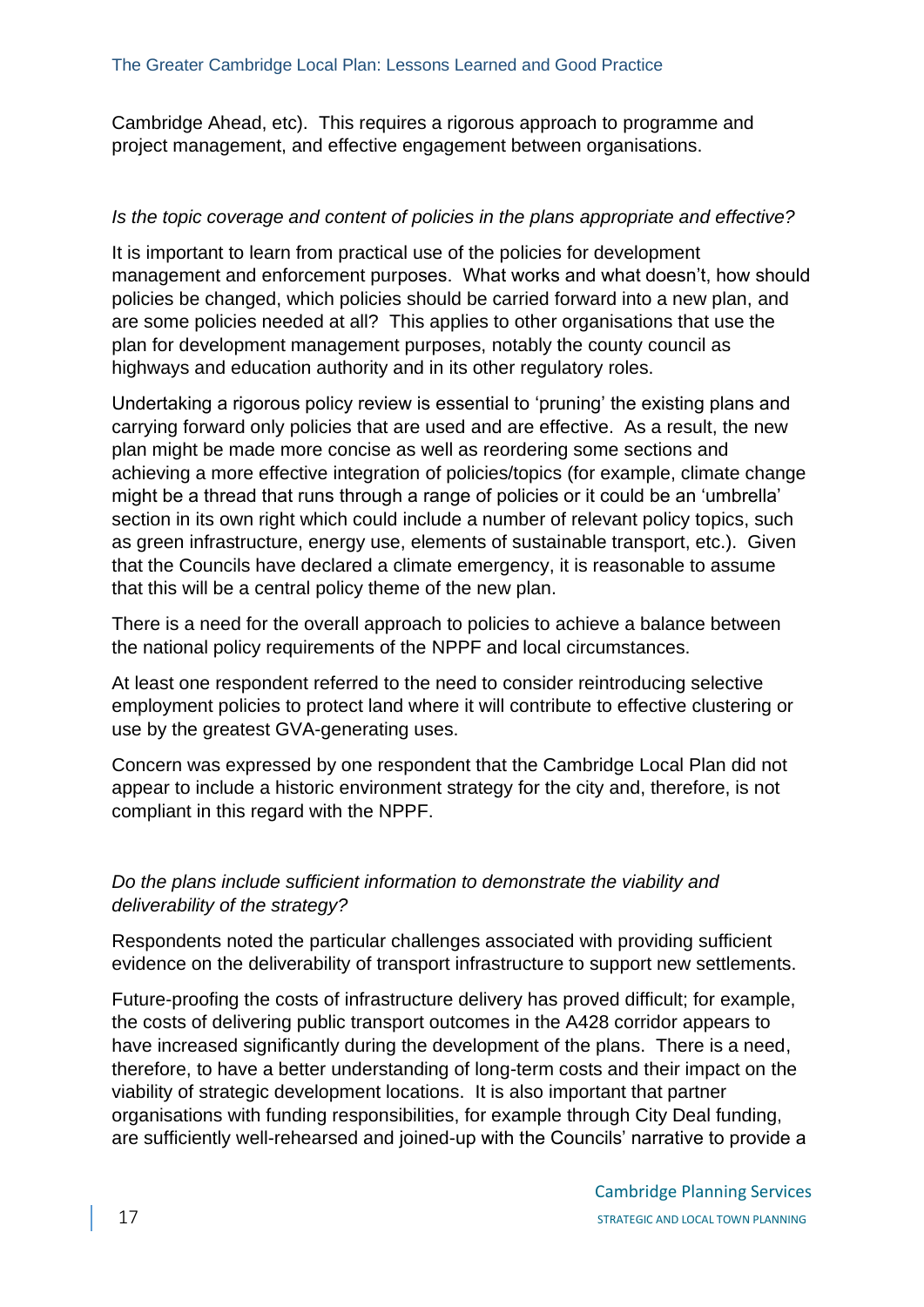Cambridge Ahead, etc). This requires a rigorous approach to programme and project management, and effective engagement between organisations.

*Is the topic coverage and content of policies in the plans appropriate and effective?*

It is important to learn from practical use of the policies for development management and enforcement purposes. What works and what doesn't, how should policies be changed, which policies should be carried forward into a new plan, and are some policies needed at all? This applies to other organisations that use the plan for development management purposes, notably the county council as highways and education authority and in its other regulatory roles.

Undertaking a rigorous policy review is essential to 'pruning' the existing plans and carrying forward only policies that are used and are effective. As a result, the new plan might be made more concise as well as reordering some sections and achieving a more effective integration of policies/topics (for example, climate change might be a thread that runs through a range of policies or it could be an 'umbrella' section in its own right which could include a number of relevant policy topics, such as green infrastructure, energy use, elements of sustainable transport, etc.). Given that the Councils have declared a climate emergency, it is reasonable to assume that this will be a central policy theme of the new plan.

There is a need for the overall approach to policies to achieve a balance between the national policy requirements of the NPPF and local circumstances.

At least one respondent referred to the need to consider reintroducing selective employment policies to protect land where it will contribute to effective clustering or use by the greatest GVA-generating uses.

Concern was expressed by one respondent that the Cambridge Local Plan did not appear to include a historic environment strategy for the city and, therefore, is not compliant in this regard with the NPPF.

*Do the plans include sufficient information to demonstrate the viability and deliverability of the strategy?*

Respondents noted the particular challenges associated with providing sufficient evidence on the deliverability of transport infrastructure to support new settlements.

Future-proofing the costs of infrastructure delivery has proved difficult; for example, the costs of delivering public transport outcomes in the A428 corridor appears to have increased significantly during the development of the plans. There is a need, therefore, to have a better understanding of long-term costs and their impact on the viability of strategic development locations. It is also important that partner organisations with funding responsibilities, for example through City Deal funding, are sufficiently well-rehearsed and joined-up with the Councils' narrative to provide a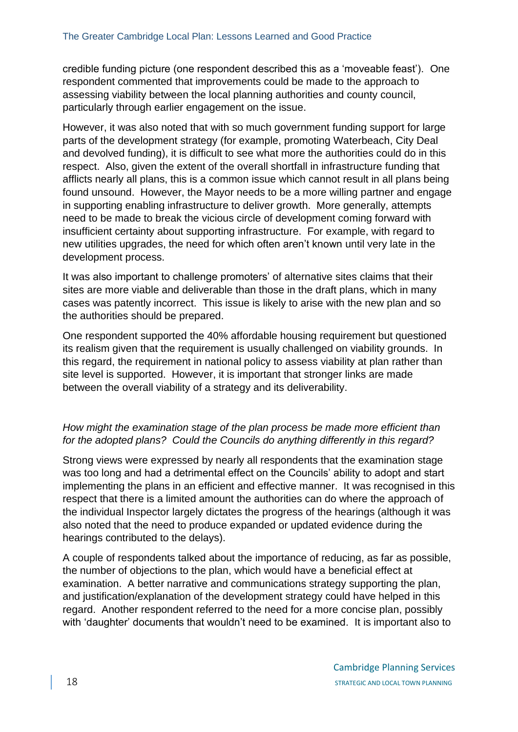credible funding picture (one respondent described this as a 'moveable feast'). One respondent commented that improvements could be made to the approach to assessing viability between the local planning authorities and county council, particularly through earlier engagement on the issue.

However, it was also noted that with so much government funding support for large parts of the development strategy (for example, promoting Waterbeach, City Deal and devolved funding), it is difficult to see what more the authorities could do in this respect. Also, given the extent of the overall shortfall in infrastructure funding that afflicts nearly all plans, this is a common issue which cannot result in all plans being found unsound. However, the Mayor needs to be a more willing partner and engage in supporting enabling infrastructure to deliver growth. More generally, attempts need to be made to break the vicious circle of development coming forward with insufficient certainty about supporting infrastructure. For example, with regard to new utilities upgrades, the need for which often aren't known until very late in the development process.

It was also important to challenge promoters' of alternative sites claims that their sites are more viable and deliverable than those in the draft plans, which in many cases was patently incorrect. This issue is likely to arise with the new plan and so the authorities should be prepared.

One respondent supported the 40% affordable housing requirement but questioned its realism given that the requirement is usually challenged on viability grounds. In this regard, the requirement in national policy to assess viability at plan rather than site level is supported. However, it is important that stronger links are made between the overall viability of a strategy and its deliverability.

*How might the examination stage of the plan process be made more efficient than for the adopted plans? Could the Councils do anything differently in this regard?*

Strong views were expressed by nearly all respondents that the examination stage was too long and had a detrimental effect on the Councils' ability to adopt and start implementing the plans in an efficient and effective manner. It was recognised in this respect that there is a limited amount the authorities can do where the approach of the individual Inspector largely dictates the progress of the hearings (although it was also noted that the need to produce expanded or updated evidence during the hearings contributed to the delays).

A couple of respondents talked about the importance of reducing, as far as possible, the number of objections to the plan, which would have a beneficial effect at examination. A better narrative and communications strategy supporting the plan, and justification/explanation of the development strategy could have helped in this regard. Another respondent referred to the need for a more concise plan, possibly with 'daughter' documents that wouldn't need to be examined. It is important also to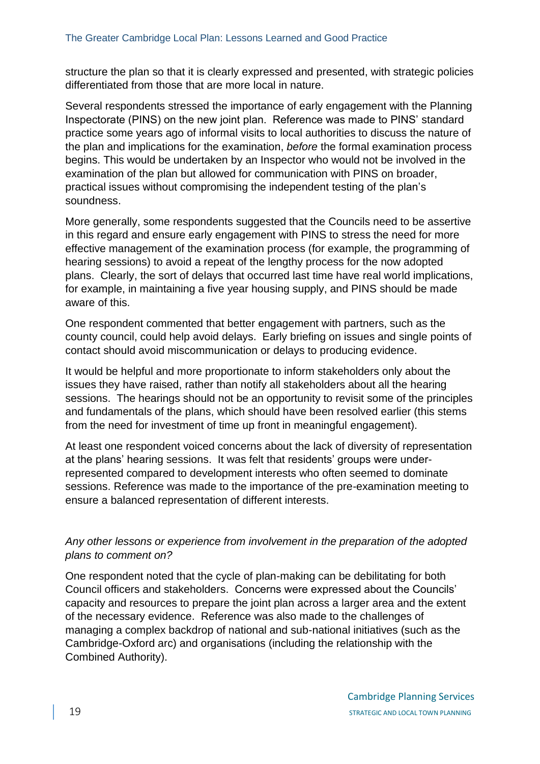structure the plan so that it is clearly expressed and presented, with strategic policies differentiated from those that are more local in nature.

Several respondents stressed the importance of early engagement with the Planning Inspectorate (PINS) on the new joint plan. Reference was made to PINS' standard practice some years ago of informal visits to local authorities to discuss the nature of the plan and implications for the examination, *before* the formal examination process begins. This would be undertaken by an Inspector who would not be involved in the examination of the plan but allowed for communication with PINS on broader, practical issues without compromising the independent testing of the plan's soundness.

More generally, some respondents suggested that the Councils need to be assertive in this regard and ensure early engagement with PINS to stress the need for more effective management of the examination process (for example, the programming of hearing sessions) to avoid a repeat of the lengthy process for the now adopted plans. Clearly, the sort of delays that occurred last time have real world implications, for example, in maintaining a five year housing supply, and PINS should be made aware of this.

One respondent commented that better engagement with partners, such as the county council, could help avoid delays. Early briefing on issues and single points of contact should avoid miscommunication or delays to producing evidence.

It would be helpful and more proportionate to inform stakeholders only about the issues they have raised, rather than notify all stakeholders about all the hearing sessions. The hearings should not be an opportunity to revisit some of the principles and fundamentals of the plans, which should have been resolved earlier (this stems from the need for investment of time up front in meaningful engagement).

At least one respondent voiced concerns about the lack of diversity of representation at the plans' hearing sessions. It was felt that residents' groups were under-represented compared to development interests who often seemed to dominate sessions. Reference was made to the importance of the pre-examination meeting to ensure a balanced representation of different interests.

*Any other lessons or experience from involvement in the preparation of the adopted plans to comment on?*

One respondent noted that the cycle of plan-making can be debilitating for both Council officers and stakeholders. Concerns were expressed about the Councils' capacity and resources to prepare the joint plan across a larger area and the extent of the necessary evidence. Reference was also made to the challenges of managing a complex backdrop of national and sub-national initiatives (such as the Cambridge-Oxford arc) and organisations (including the relationship with the Combined Authority).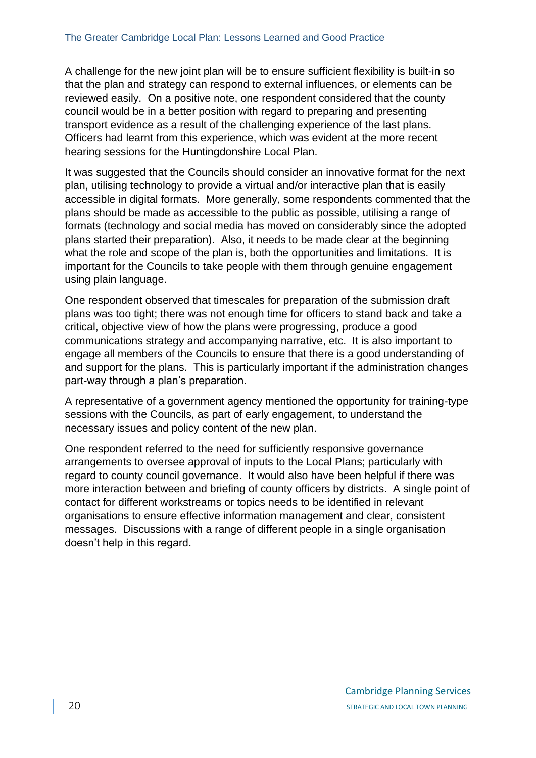A challenge for the new joint plan will be to ensure sufficient flexibility is built-in so that the plan and strategy can respond to external influences, or elements can be reviewed easily. On a positive note, one respondent considered that the county council would be in a better position with regard to preparing and presenting transport evidence as a result of the challenging experience of the last plans. Officers had learnt from this experience, which was evident at the more recent hearing sessions for the Huntingdonshire Local Plan.

It was suggested that the Councils should consider an innovative format for the next plan, utilising technology to provide a virtual and/or interactive plan that is easily accessible in digital formats. More generally, some respondents commented that the plans should be made as accessible to the public as possible, utilising a range of formats (technology and social media has moved on considerably since the adopted plans started their preparation). Also, it needs to be made clear at the beginning what the role and scope of the plan is, both the opportunities and limitations. It is important for the Councils to take people with them through genuine engagement using plain language.

One respondent observed that timescales for preparation of the submission draft plans was too tight; there was not enough time for officers to stand back and take a critical, objective view of how the plans were progressing, produce a good communications strategy and accompanying narrative, etc. It is also important to engage all members of the Councils to ensure that there is a good understanding of and support for the plans. This is particularly important if the administration changes part-way through a plan's preparation.

A representative of a government agency mentioned the opportunity for training-type sessions with the Councils, as part of early engagement, to understand the necessary issues and policy content of the new plan.

One respondent referred to the need for sufficiently responsive governance arrangements to oversee approval of inputs to the Local Plans; particularly with regard to county council governance. It would also have been helpful if there was more interaction between and briefing of county officers by districts. A single point of contact for different workstreams or topics needs to be identified in relevant organisations to ensure effective information management and clear, consistent messages. Discussions with a range of different people in a single organisation doesn't help in this regard.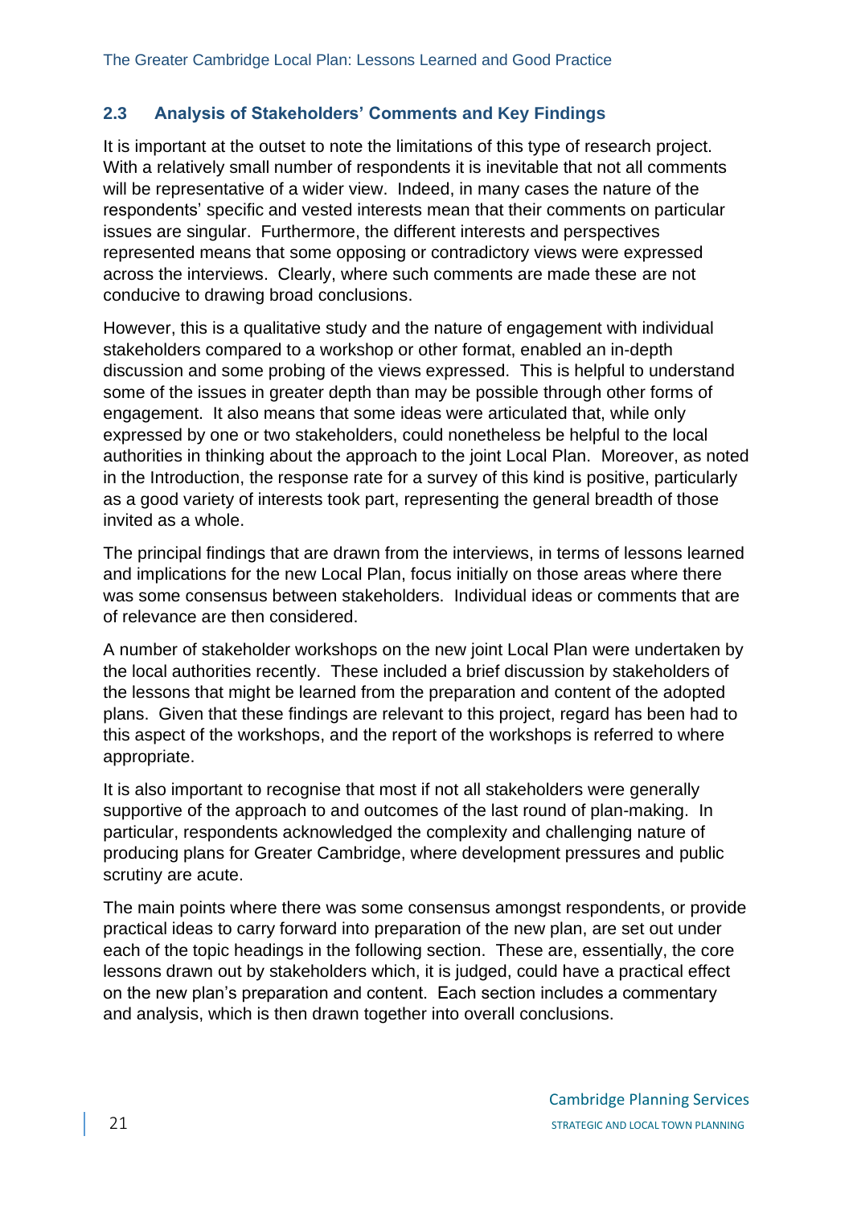## 2.3 Analysis of Stakeholders' Comments and Key Findings

It is important at the outset to note the limitations of this type of research project. With a relatively small number of respondents it is inevitable that not all comments will be representative of a wider view. Indeed, in many cases the nature of the respondents' specific and vested interests mean that their comments on particular issues are singular. Furthermore, the different interests and perspectives represented means that some opposing or contradictory views were expressed across the interviews. Clearly, where such comments are made these are not conducive to drawing broad conclusions.

However, this is a qualitative study and the nature of engagement with individual stakeholders compared to a workshop or other format, enabled an in-depth discussion and some probing of the views expressed. This is helpful to understand some of the issues in greater depth than may be possible through other forms of engagement. It also means that some ideas were articulated that, while only expressed by one or two stakeholders, could nonetheless be helpful to the local authorities in thinking about the approach to the joint Local Plan. Moreover, as noted in the Introduction, the response rate for a survey of this kind is positive, particularly as a good variety of interests took part, representing the general breadth of those invited as a whole.

The principal findings that are drawn from the interviews, in terms of lessons learned and implications for the new Local Plan, focus initially on those areas where there was some consensus between stakeholders. Individual ideas or comments that are of relevance are then considered.

A number of stakeholder workshops on the new joint Local Plan were undertaken by the local authorities recently. These included a brief discussion by stakeholders of the lessons that might be learned from the preparation and content of the adopted plans. Given that these findings are relevant to this project, regard has been had to this aspect of the workshops, and the report of the workshops is referred to where appropriate.

It is also important to recognise that most if not all stakeholders were generally supportive of the approach to and outcomes of the last round of plan-making. In particular, respondents acknowledged the complexity and challenging nature of producing plans for Greater Cambridge, where development pressures and public scrutiny are acute.

The main points where there was some consensus amongst respondents, or provide practical ideas to carry forward into preparation of the new plan, are set out under each of the topic headings in the following section. These are, essentially, the core lessons drawn out by stakeholders which, it is judged, could have a practical effect on the new plan's preparation and content. Each section includes a commentary and analysis, which is then drawn together into overall conclusions.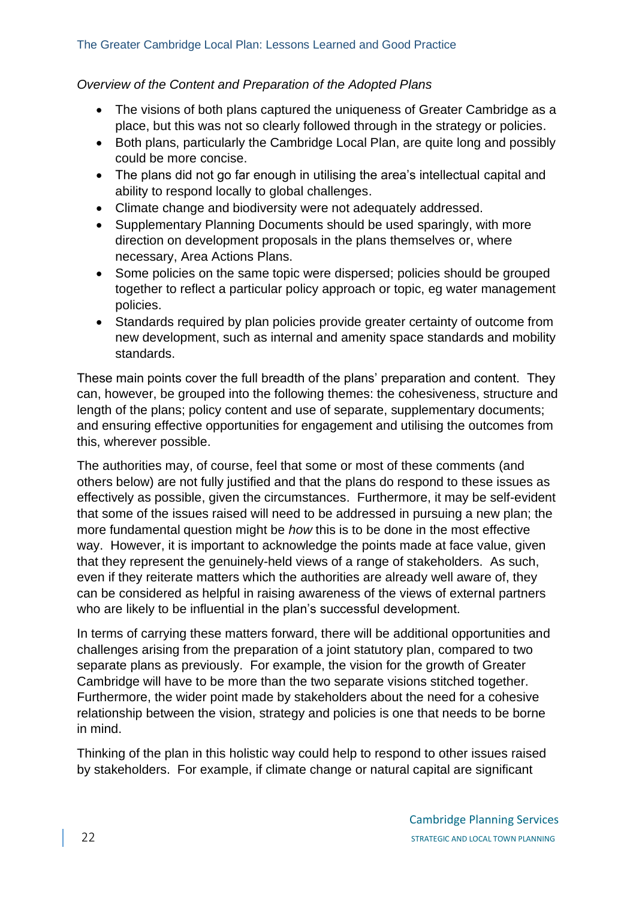*Overview of the Content and Preparation of the Adopted Plans*

- The visions of both plans captured the uniqueness of Greater Cambridge as a place, but this was not so clearly followed through in the strategy or policies.
- Both plans, particularly the Cambridge Local Plan, are quite long and possibly could be more concise.
- The plans did not go far enough in utilising the area's intellectual capital and ability to respond locally to global challenges.
- Climate change and biodiversity were not adequately addressed.
- Supplementary Planning Documents should be used sparingly, with more direction on development proposals in the plans themselves or, where necessary, Area Actions Plans.
- Some policies on the same topic were dispersed; policies should be grouped together to reflect a particular policy approach or topic, eg water management policies.
- Standards required by plan policies provide greater certainty of outcome from new development, such as internal and amenity space standards and mobility standards.

These main points cover the full breadth of the plans' preparation and content. They can, however, be grouped into the following themes: the cohesiveness, structure and length of the plans; policy content and use of separate, supplementary documents; and ensuring effective opportunities for engagement and utilising the outcomes from this, wherever possible.

The authorities may, of course, feel that some or most of these comments (and others below) are not fully justified and that the plans do respond to these issues as effectively as possible, given the circumstances. Furthermore, it may be self-evident that some of the issues raised will need to be addressed in pursuing a new plan; the more fundamental question might be *how* this is to be done in the most effective way. However, it is important to acknowledge the points made at face value, given that they represent the genuinely-held views of a range of stakeholders. As such, even if they reiterate matters which the authorities are already well aware of, they can be considered as helpful in raising awareness of the views of external partners who are likely to be influential in the plan's successful development.

In terms of carrying these matters forward, there will be additional opportunities and challenges arising from the preparation of a joint statutory plan, compared to two separate plans as previously. For example, the vision for the growth of Greater Cambridge will have to be more than the two separate visions stitched together. Furthermore, the wider point made by stakeholders about the need for a cohesive relationship between the vision, strategy and policies is one that needs to be borne in mind.

Thinking of the plan in this holistic way could help to respond to other issues raised by stakeholders. For example, if climate change or natural capital are significant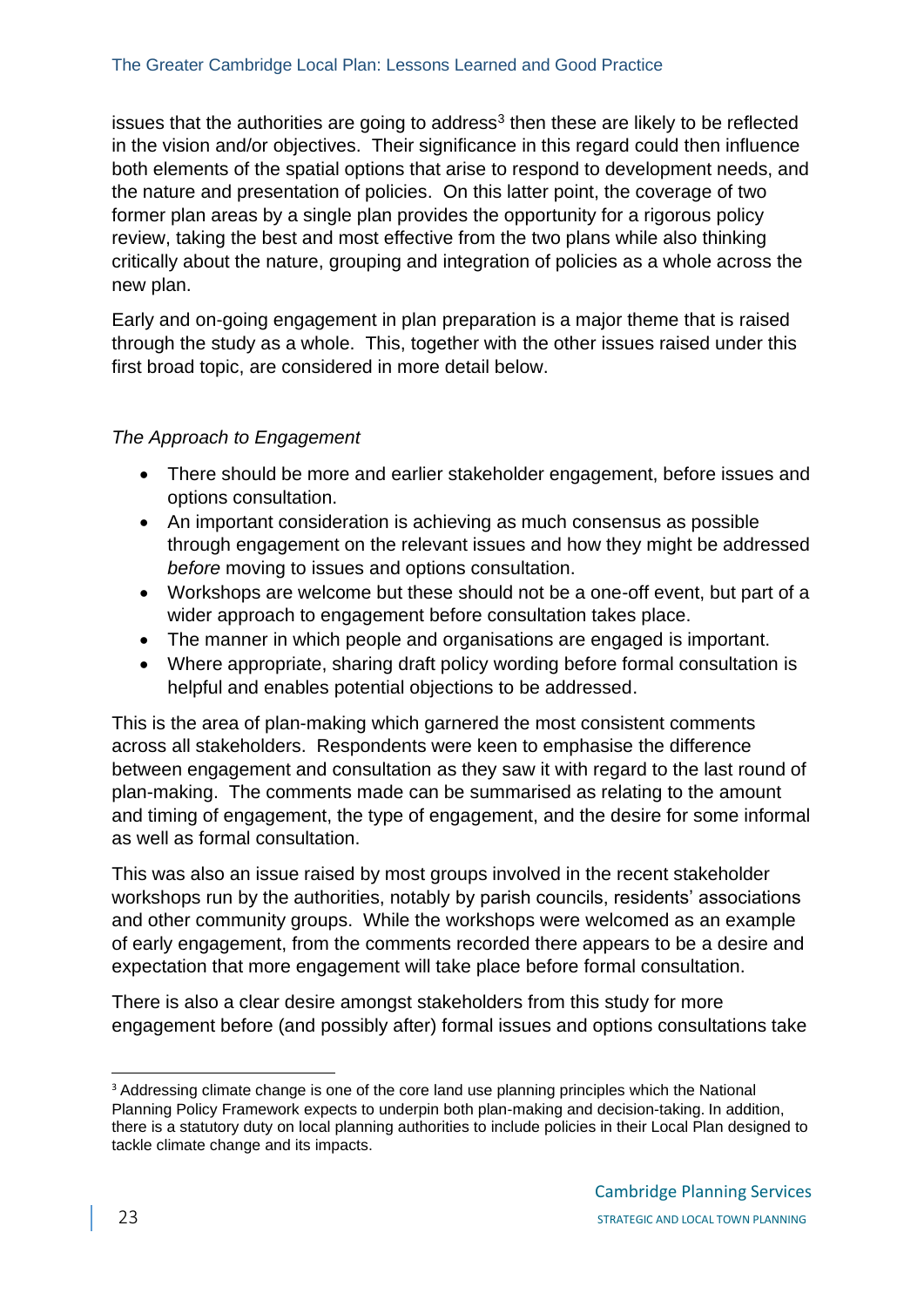issues that the authorities are going to address[3] then these are likely to be reflected in the vision and/or objectives. Their significance in this regard could then influence both elements of the spatial options that arise to respond to development needs, and the nature and presentation of policies. On this latter point, the coverage of two former plan areas by a single plan provides the opportunity for a rigorous policy review, taking the best and most effective from the two plans while also thinking critically about the nature, grouping and integration of policies as a whole across the new plan.

Early and on-going engagement in plan preparation is a major theme that is raised through the study as a whole. This, together with the other issues raised under this first broad topic, are considered in more detail below.

*The Approach to Engagement*

- There should be more and earlier stakeholder engagement, before issues and options consultation.
- An important consideration is achieving as much consensus as possible through engagement on the relevant issues and how they might be addressed *before* moving to issues and options consultation.
- Workshops are welcome but these should not be a one-off event, but part of a wider approach to engagement before consultation takes place.
- The manner in which people and organisations are engaged is important.
- Where appropriate, sharing draft policy wording before formal consultation is helpful and enables potential objections to be addressed.

This is the area of plan-making which garnered the most consistent comments across all stakeholders. Respondents were keen to emphasise the difference between engagement and consultation as they saw it with regard to the last round of plan-making. The comments made can be summarised as relating to the amount and timing of engagement, the type of engagement, and the desire for some informal as well as formal consultation.

This was also an issue raised by most groups involved in the recent stakeholder workshops run by the authorities, notably by parish councils, residents' associations and other community groups. While the workshops were welcomed as an example of early engagement, from the comments recorded there appears to be a desire and expectation that more engagement will take place before formal consultation.

There is also a clear desire amongst stakeholders from this study for more engagement before (and possibly after) formal issues and options consultations take

[3] Addressing climate change is one of the core land use planning principles which the National Planning Policy Framework expects to underpin both plan-making and decision-taking. In addition, there is a statutory duty on local planning authorities to include policies in their Local Plan designed to tackle climate change and its impacts.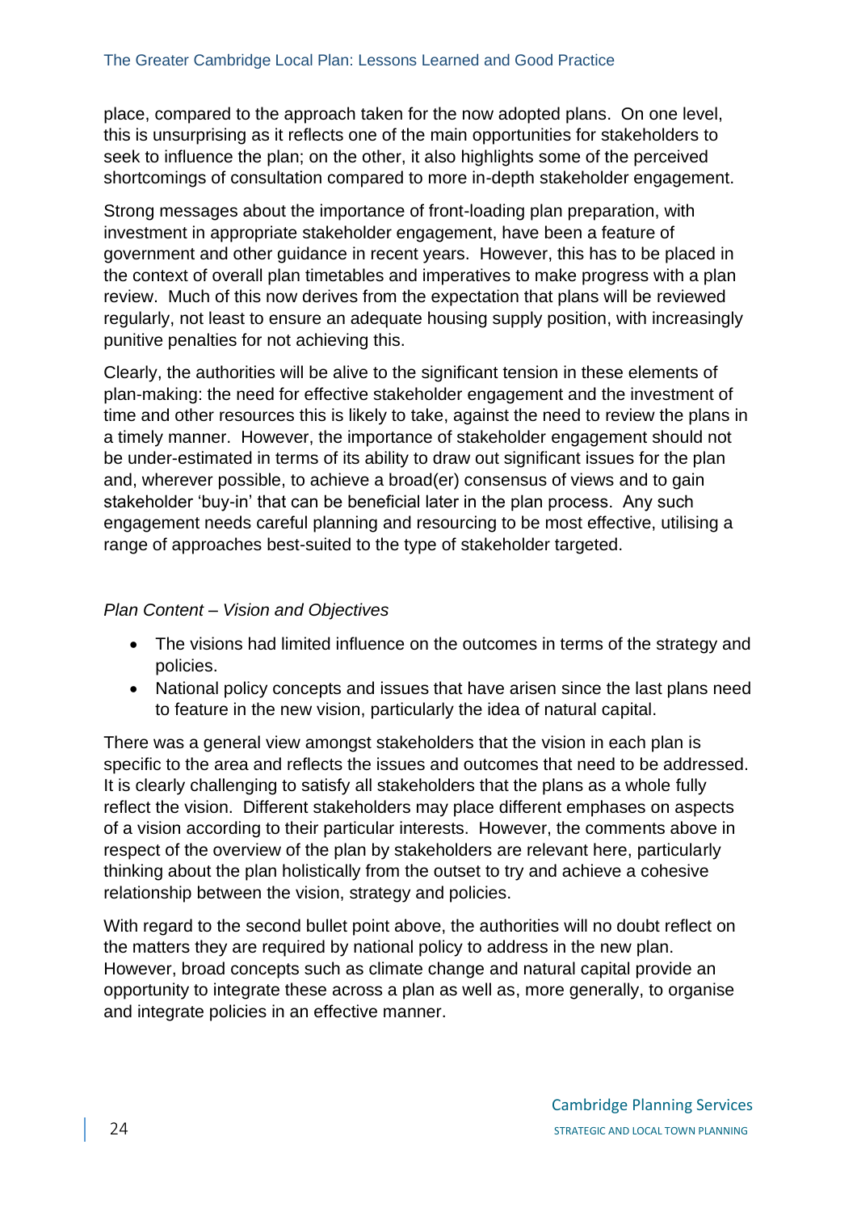place, compared to the approach taken for the now adopted plans. On one level, this is unsurprising as it reflects one of the main opportunities for stakeholders to seek to influence the plan; on the other, it also highlights some of the perceived shortcomings of consultation compared to more in-depth stakeholder engagement.

Strong messages about the importance of front-loading plan preparation, with investment in appropriate stakeholder engagement, have been a feature of government and other guidance in recent years. However, this has to be placed in the context of overall plan timetables and imperatives to make progress with a plan review. Much of this now derives from the expectation that plans will be reviewed regularly, not least to ensure an adequate housing supply position, with increasingly punitive penalties for not achieving this.

Clearly, the authorities will be alive to the significant tension in these elements of plan-making: the need for effective stakeholder engagement and the investment of time and other resources this is likely to take, against the need to review the plans in a timely manner. However, the importance of stakeholder engagement should not be under-estimated in terms of its ability to draw out significant issues for the plan and, wherever possible, to achieve a broad(er) consensus of views and to gain stakeholder 'buy-in' that can be beneficial later in the plan process. Any such engagement needs careful planning and resourcing to be most effective, utilising a range of approaches best-suited to the type of stakeholder targeted.

*Plan Content – Vision and Objectives*

- The visions had limited influence on the outcomes in terms of the strategy and policies.
- National policy concepts and issues that have arisen since the last plans need to feature in the new vision, particularly the idea of natural capital.

There was a general view amongst stakeholders that the vision in each plan is specific to the area and reflects the issues and outcomes that need to be addressed. It is clearly challenging to satisfy all stakeholders that the plans as a whole fully reflect the vision. Different stakeholders may place different emphases on aspects of a vision according to their particular interests. However, the comments above in respect of the overview of the plan by stakeholders are relevant here, particularly thinking about the plan holistically from the outset to try and achieve a cohesive relationship between the vision, strategy and policies.

With regard to the second bullet point above, the authorities will no doubt reflect on the matters they are required by national policy to address in the new plan. However, broad concepts such as climate change and natural capital provide an opportunity to integrate these across a plan as well as, more generally, to organise and integrate policies in an effective manner.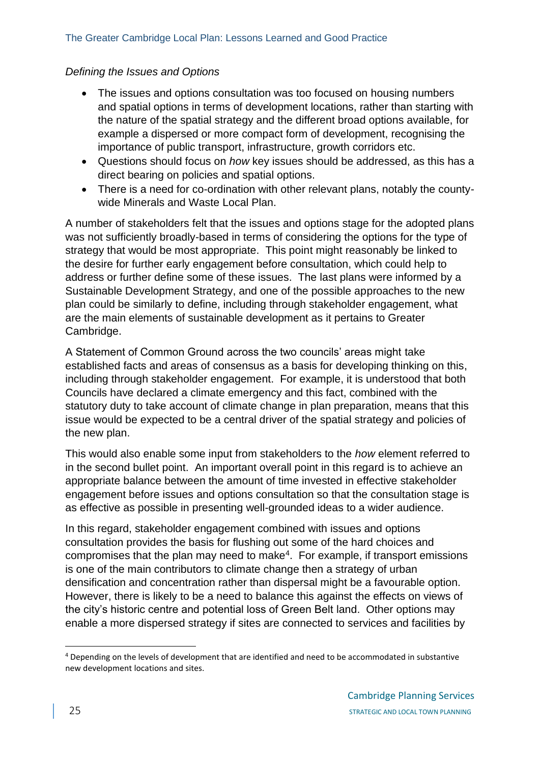*Defining the Issues and Options*

- The issues and options consultation was too focused on housing numbers and spatial options in terms of development locations, rather than starting with the nature of the spatial strategy and the different broad options available, for example a dispersed or more compact form of development, recognising the importance of public transport, infrastructure, growth corridors etc.
- Questions should focus on *how* key issues should be addressed, as this has a direct bearing on policies and spatial options.
- There is a need for co-ordination with other relevant plans, notably the county-wide Minerals and Waste Local Plan.

A number of stakeholders felt that the issues and options stage for the adopted plans was not sufficiently broadly-based in terms of considering the options for the type of strategy that would be most appropriate. This point might reasonably be linked to the desire for further early engagement before consultation, which could help to address or further define some of these issues. The last plans were informed by a Sustainable Development Strategy, and one of the possible approaches to the new plan could be similarly to define, including through stakeholder engagement, what are the main elements of sustainable development as it pertains to Greater Cambridge.

A Statement of Common Ground across the two councils' areas might take established facts and areas of consensus as a basis for developing thinking on this, including through stakeholder engagement. For example, it is understood that both Councils have declared a climate emergency and this fact, combined with the statutory duty to take account of climate change in plan preparation, means that this issue would be expected to be a central driver of the spatial strategy and policies of the new plan.

This would also enable some input from stakeholders to the *how* element referred to in the second bullet point. An important overall point in this regard is to achieve an appropriate balance between the amount of time invested in effective stakeholder engagement before issues and options consultation so that the consultation stage is as effective as possible in presenting well-grounded ideas to a wider audience.

In this regard, stakeholder engagement combined with issues and options consultation provides the basis for flushing out some of the hard choices and compromises that the plan may need to make[4]. For example, if transport emissions is one of the main contributors to climate change then a strategy of urban densification and concentration rather than dispersal might be a favourable option. However, there is likely to be a need to balance this against the effects on views of the city's historic centre and potential loss of Green Belt land. Other options may enable a more dispersed strategy if sites are connected to services and facilities by

[4] Depending on the levels of development that are identified and need to be accommodated in substantive new development locations and sites.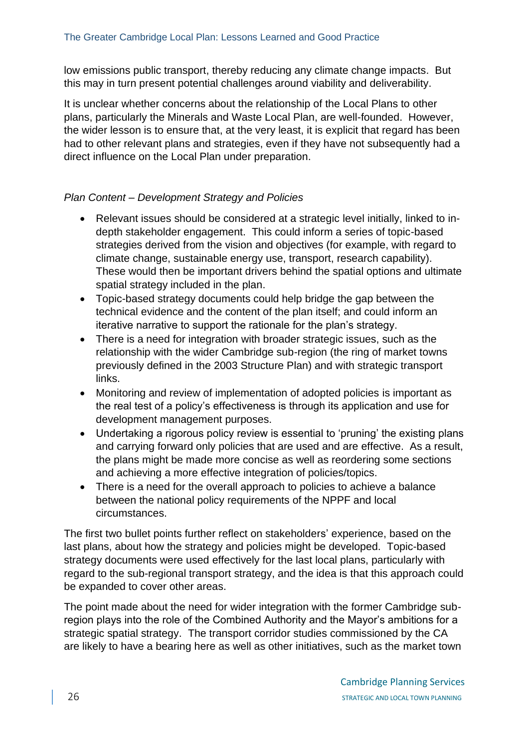low emissions public transport, thereby reducing any climate change impacts. But this may in turn present potential challenges around viability and deliverability.

It is unclear whether concerns about the relationship of the Local Plans to other plans, particularly the Minerals and Waste Local Plan, are well-founded. However, the wider lesson is to ensure that, at the very least, it is explicit that regard has been had to other relevant plans and strategies, even if they have not subsequently had a direct influence on the Local Plan under preparation.

*Plan Content – Development Strategy and Policies*

- Relevant issues should be considered at a strategic level initially, linked to in-depth stakeholder engagement. This could inform a series of topic-based strategies derived from the vision and objectives (for example, with regard to climate change, sustainable energy use, transport, research capability). These would then be important drivers behind the spatial options and ultimate spatial strategy included in the plan.
- Topic-based strategy documents could help bridge the gap between the technical evidence and the content of the plan itself; and could inform an iterative narrative to support the rationale for the plan's strategy.
- There is a need for integration with broader strategic issues, such as the relationship with the wider Cambridge sub-region (the ring of market towns previously defined in the 2003 Structure Plan) and with strategic transport links.
- Monitoring and review of implementation of adopted policies is important as the real test of a policy's effectiveness is through its application and use for development management purposes.
- Undertaking a rigorous policy review is essential to 'pruning' the existing plans and carrying forward only policies that are used and are effective. As a result, the plans might be made more concise as well as reordering some sections and achieving a more effective integration of policies/topics.
- There is a need for the overall approach to policies to achieve a balance between the national policy requirements of the NPPF and local circumstances.

The first two bullet points further reflect on stakeholders' experience, based on the last plans, about how the strategy and policies might be developed. Topic-based strategy documents were used effectively for the last local plans, particularly with regard to the sub-regional transport strategy, and the idea is that this approach could be expanded to cover other areas.

The point made about the need for wider integration with the former Cambridge sub-region plays into the role of the Combined Authority and the Mayor's ambitions for a strategic spatial strategy. The transport corridor studies commissioned by the CA are likely to have a bearing here as well as other initiatives, such as the market town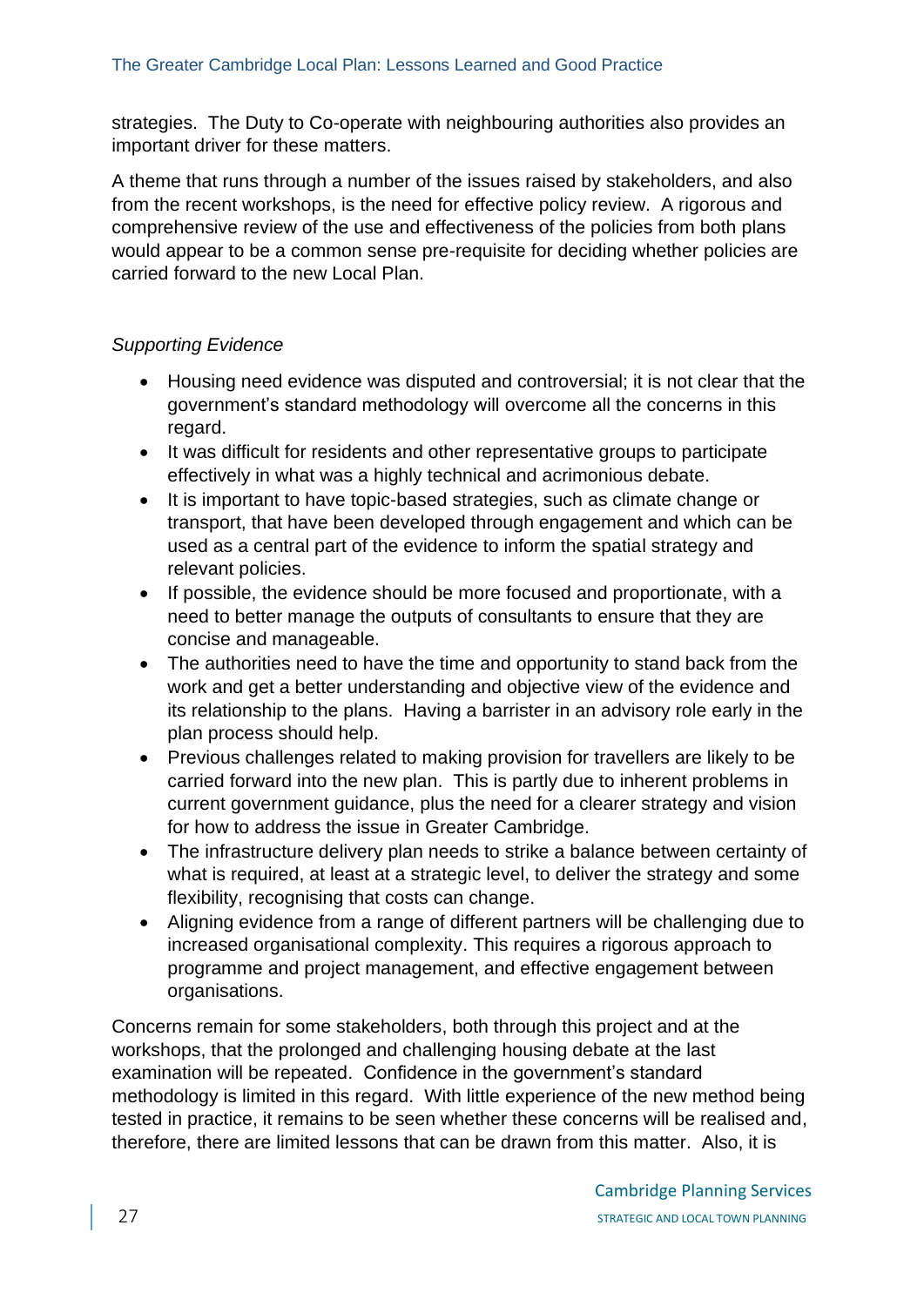strategies. The Duty to Co-operate with neighbouring authorities also provides an important driver for these matters.

A theme that runs through a number of the issues raised by stakeholders, and also from the recent workshops, is the need for effective policy review. A rigorous and comprehensive review of the use and effectiveness of the policies from both plans would appear to be a common sense pre-requisite for deciding whether policies are carried forward to the new Local Plan.

*Supporting Evidence*

- Housing need evidence was disputed and controversial; it is not clear that the government's standard methodology will overcome all the concerns in this regard.
- It was difficult for residents and other representative groups to participate effectively in what was a highly technical and acrimonious debate.
- It is important to have topic-based strategies, such as climate change or transport, that have been developed through engagement and which can be used as a central part of the evidence to inform the spatial strategy and relevant policies.
- If possible, the evidence should be more focused and proportionate, with a need to better manage the outputs of consultants to ensure that they are concise and manageable.
- The authorities need to have the time and opportunity to stand back from the work and get a better understanding and objective view of the evidence and its relationship to the plans. Having a barrister in an advisory role early in the plan process should help.
- Previous challenges related to making provision for travellers are likely to be carried forward into the new plan. This is partly due to inherent problems in current government guidance, plus the need for a clearer strategy and vision for how to address the issue in Greater Cambridge.
- The infrastructure delivery plan needs to strike a balance between certainty of what is required, at least at a strategic level, to deliver the strategy and some flexibility, recognising that costs can change.
- Aligning evidence from a range of different partners will be challenging due to increased organisational complexity. This requires a rigorous approach to programme and project management, and effective engagement between organisations.

Concerns remain for some stakeholders, both through this project and at the workshops, that the prolonged and challenging housing debate at the last examination will be repeated. Confidence in the government's standard methodology is limited in this regard. With little experience of the new method being tested in practice, it remains to be seen whether these concerns will be realised and, therefore, there are limited lessons that can be drawn from this matter. Also, it is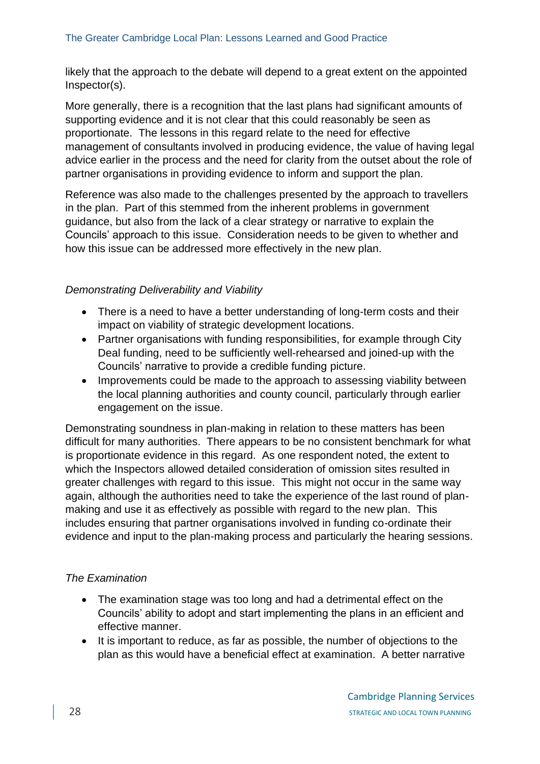likely that the approach to the debate will depend to a great extent on the appointed Inspector(s).

More generally, there is a recognition that the last plans had significant amounts of supporting evidence and it is not clear that this could reasonably be seen as proportionate. The lessons in this regard relate to the need for effective management of consultants involved in producing evidence, the value of having legal advice earlier in the process and the need for clarity from the outset about the role of partner organisations in providing evidence to inform and support the plan.

Reference was also made to the challenges presented by the approach to travellers in the plan. Part of this stemmed from the inherent problems in government guidance, but also from the lack of a clear strategy or narrative to explain the Councils' approach to this issue. Consideration needs to be given to whether and how this issue can be addressed more effectively in the new plan.

*Demonstrating Deliverability and Viability*

- There is a need to have a better understanding of long-term costs and their impact on viability of strategic development locations.
- Partner organisations with funding responsibilities, for example through City Deal funding, need to be sufficiently well-rehearsed and joined-up with the Councils' narrative to provide a credible funding picture.
- Improvements could be made to the approach to assessing viability between the local planning authorities and county council, particularly through earlier engagement on the issue.

Demonstrating soundness in plan-making in relation to these matters has been difficult for many authorities. There appears to be no consistent benchmark for what is proportionate evidence in this regard. As one respondent noted, the extent to which the Inspectors allowed detailed consideration of omission sites resulted in greater challenges with regard to this issue. This might not occur in the same way again, although the authorities need to take the experience of the last round of plan-making and use it as effectively as possible with regard to the new plan. This includes ensuring that partner organisations involved in funding co-ordinate their evidence and input to the plan-making process and particularly the hearing sessions.

*The Examination*

- The examination stage was too long and had a detrimental effect on the Councils' ability to adopt and start implementing the plans in an efficient and effective manner.
- It is important to reduce, as far as possible, the number of objections to the plan as this would have a beneficial effect at examination. A better narrative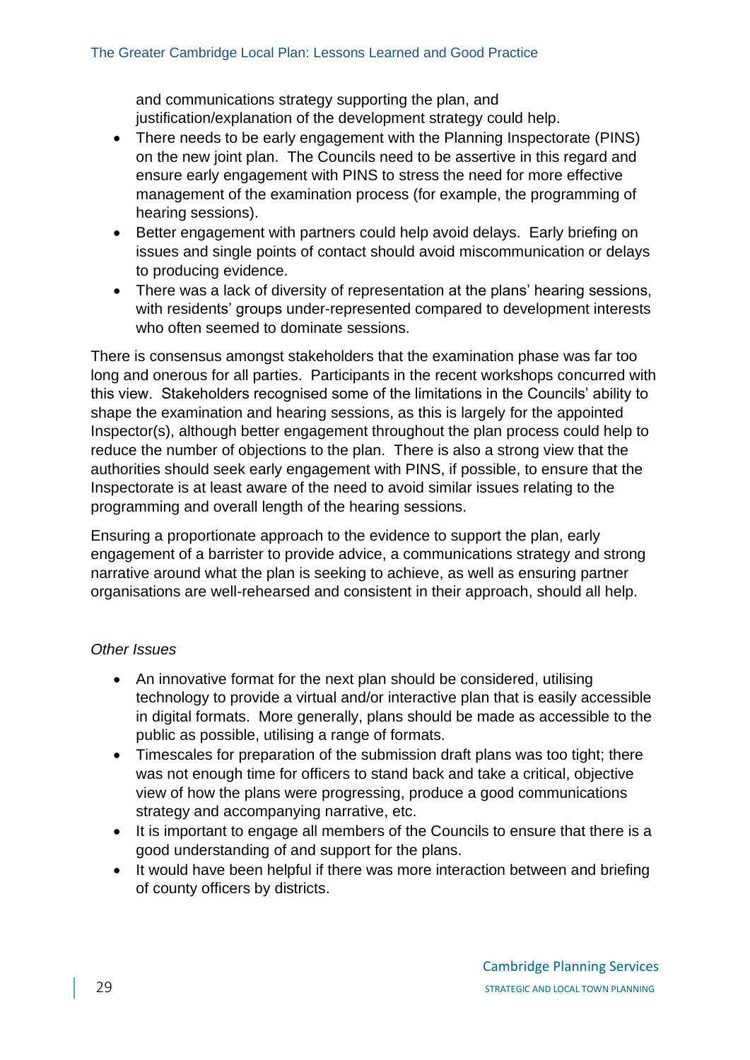and communications strategy supporting the plan, and justification/explanation of the development strategy could help.

- There needs to be early engagement with the Planning Inspectorate (PINS) on the new joint plan. The Councils need to be assertive in this regard and ensure early engagement with PINS to stress the need for more effective management of the examination process (for example, the programming of hearing sessions).
- Better engagement with partners could help avoid delays. Early briefing on issues and single points of contact should avoid miscommunication or delays to producing evidence.
- There was a lack of diversity of representation at the plans' hearing sessions, with residents' groups under-represented compared to development interests who often seemed to dominate sessions.

There is consensus amongst stakeholders that the examination phase was far too long and onerous for all parties. Participants in the recent workshops concurred with this view. Stakeholders recognised some of the limitations in the Councils' ability to shape the examination and hearing sessions, as this is largely for the appointed Inspector(s), although better engagement throughout the plan process could help to reduce the number of objections to the plan. There is also a strong view that the authorities should seek early engagement with PINS, if possible, to ensure that the Inspectorate is at least aware of the need to avoid similar issues relating to the programming and overall length of the hearing sessions.

Ensuring a proportionate approach to the evidence to support the plan, early engagement of a barrister to provide advice, a communications strategy and strong narrative around what the plan is seeking to achieve, as well as ensuring partner organisations are well-rehearsed and consistent in their approach, should all help.

*Other Issues*

- An innovative format for the next plan should be considered, utilising technology to provide a virtual and/or interactive plan that is easily accessible in digital formats. More generally, plans should be made as accessible to the public as possible, utilising a range of formats.
- Timescales for preparation of the submission draft plans was too tight; there was not enough time for officers to stand back and take a critical, objective view of how the plans were progressing, produce a good communications strategy and accompanying narrative, etc.
- It is important to engage all members of the Councils to ensure that there is a good understanding of and support for the plans.
- It would have been helpful if there was more interaction between and briefing of county officers by districts.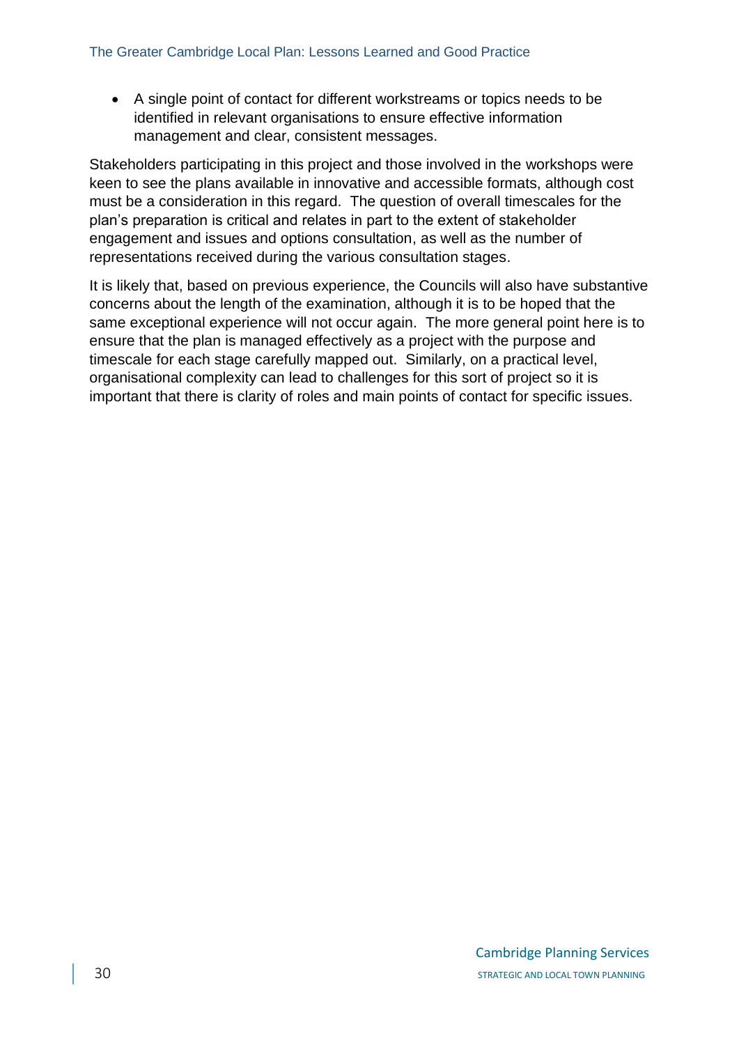- A single point of contact for different workstreams or topics needs to be identified in relevant organisations to ensure effective information management and clear, consistent messages.

Stakeholders participating in this project and those involved in the workshops were keen to see the plans available in innovative and accessible formats, although cost must be a consideration in this regard. The question of overall timescales for the plan's preparation is critical and relates in part to the extent of stakeholder engagement and issues and options consultation, as well as the number of representations received during the various consultation stages.

It is likely that, based on previous experience, the Councils will also have substantive concerns about the length of the examination, although it is to be hoped that the same exceptional experience will not occur again. The more general point here is to ensure that the plan is managed effectively as a project with the purpose and timescale for each stage carefully mapped out. Similarly, on a practical level, organisational complexity can lead to challenges for this sort of project so it is important that there is clarity of roles and main points of contact for specific issues.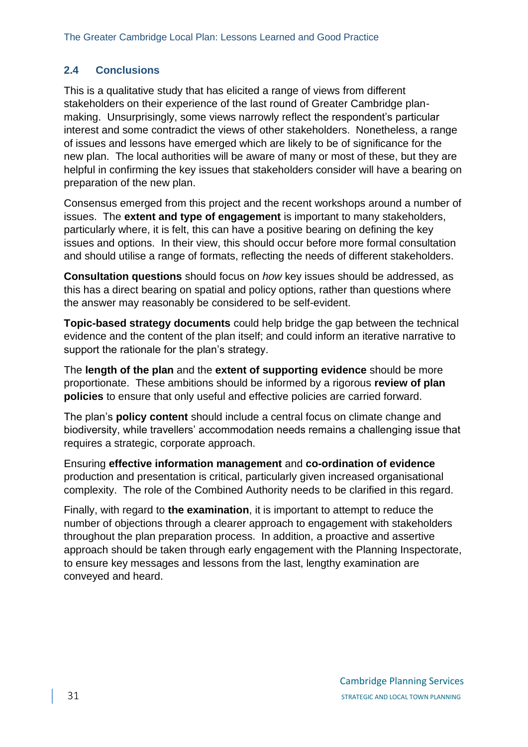## 2.4 Conclusions

This is a qualitative study that has elicited a range of views from different stakeholders on their experience of the last round of Greater Cambridge plan-making. Unsurprisingly, some views narrowly reflect the respondent's particular interest and some contradict the views of other stakeholders. Nonetheless, a range of issues and lessons have emerged which are likely to be of significance for the new plan. The local authorities will be aware of many or most of these, but they are helpful in confirming the key issues that stakeholders consider will have a bearing on preparation of the new plan.

Consensus emerged from this project and the recent workshops around a number of issues. The **extent and type of engagement** is important to many stakeholders, particularly where, it is felt, this can have a positive bearing on defining the key issues and options. In their view, this should occur before more formal consultation and should utilise a range of formats, reflecting the needs of different stakeholders.

**Consultation questions** should focus on *how* key issues should be addressed, as this has a direct bearing on spatial and policy options, rather than questions where the answer may reasonably be considered to be self-evident.

**Topic-based strategy documents** could help bridge the gap between the technical evidence and the content of the plan itself; and could inform an iterative narrative to support the rationale for the plan's strategy.

The **length of the plan** and the **extent of supporting evidence** should be more proportionate. These ambitions should be informed by a rigorous **review of plan policies** to ensure that only useful and effective policies are carried forward.

The plan's **policy content** should include a central focus on climate change and biodiversity, while travellers' accommodation needs remains a challenging issue that requires a strategic, corporate approach.

Ensuring **effective information management** and **co-ordination of evidence** production and presentation is critical, particularly given increased organisational complexity. The role of the Combined Authority needs to be clarified in this regard.

Finally, with regard to **the examination**, it is important to attempt to reduce the number of objections through a clearer approach to engagement with stakeholders throughout the plan preparation process. In addition, a proactive and assertive approach should be taken through early engagement with the Planning Inspectorate, to ensure key messages and lessons from the last, lengthy examination are conveyed and heard.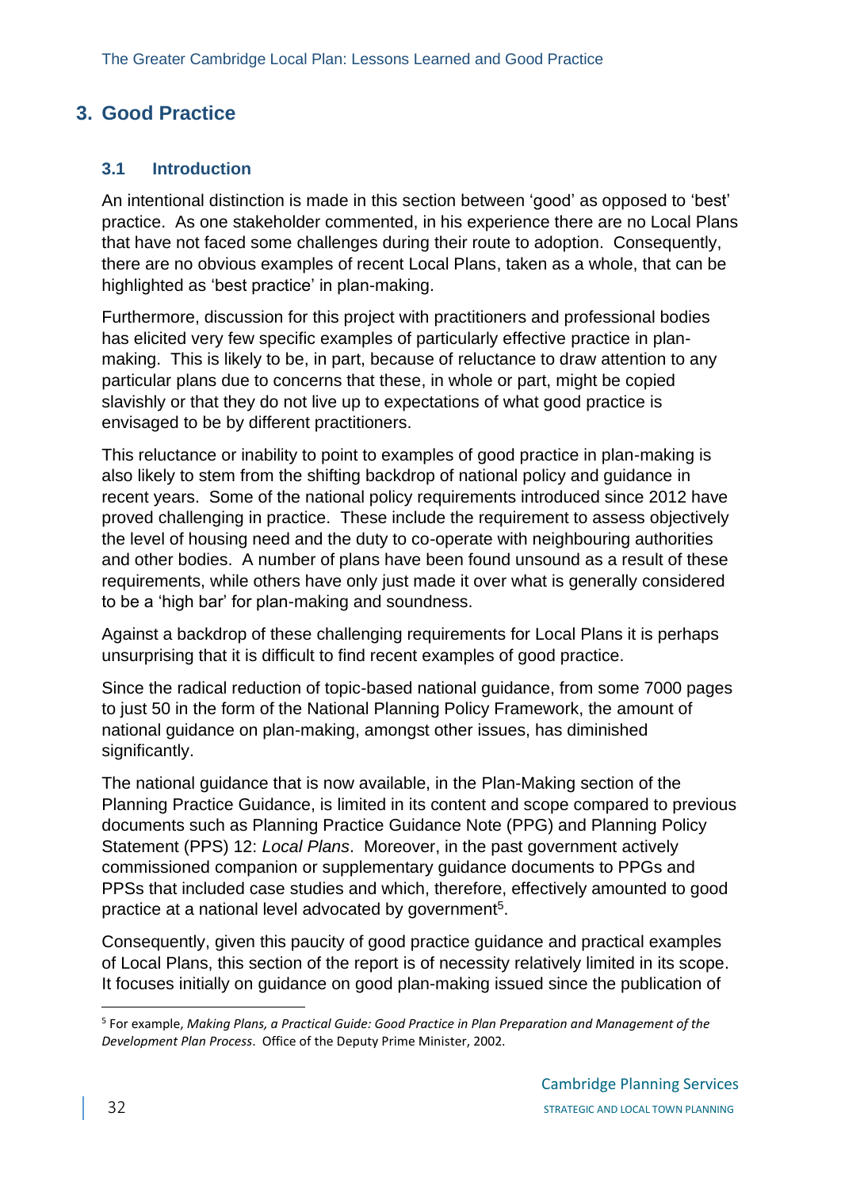## 3. Good Practice

### 3.1 Introduction

An intentional distinction is made in this section between 'good' as opposed to 'best' practice. As one stakeholder commented, in his experience there are no Local Plans that have not faced some challenges during their route to adoption. Consequently, there are no obvious examples of recent Local Plans, taken as a whole, that can be highlighted as 'best practice' in plan-making.

Furthermore, discussion for this project with practitioners and professional bodies has elicited very few specific examples of particularly effective practice in plan-making. This is likely to be, in part, because of reluctance to draw attention to any particular plans due to concerns that these, in whole or part, might be copied slavishly or that they do not live up to expectations of what good practice is envisaged to be by different practitioners.

This reluctance or inability to point to examples of good practice in plan-making is also likely to stem from the shifting backdrop of national policy and guidance in recent years. Some of the national policy requirements introduced since 2012 have proved challenging in practice. These include the requirement to assess objectively the level of housing need and the duty to co-operate with neighbouring authorities and other bodies. A number of plans have been found unsound as a result of these requirements, while others have only just made it over what is generally considered to be a 'high bar' for plan-making and soundness.

Against a backdrop of these challenging requirements for Local Plans it is perhaps unsurprising that it is difficult to find recent examples of good practice.

Since the radical reduction of topic-based national guidance, from some 7000 pages to just 50 in the form of the National Planning Policy Framework, the amount of national guidance on plan-making, amongst other issues, has diminished significantly.

The national guidance that is now available, in the Plan-Making section of the Planning Practice Guidance, is limited in its content and scope compared to previous documents such as Planning Practice Guidance Note (PPG) and Planning Policy Statement (PPS) 12: *Local Plans*. Moreover, in the past government actively commissioned companion or supplementary guidance documents to PPGs and PPSs that included case studies and which, therefore, effectively amounted to good practice at a national level advocated by government[5].

Consequently, given this paucity of good practice guidance and practical examples of Local Plans, this section of the report is of necessity relatively limited in its scope. It focuses initially on guidance on good plan-making issued since the publication of

[5] For example, *Making Plans, a Practical Guide: Good Practice in Plan Preparation and Management of the Development Plan Process*. Office of the Deputy Prime Minister, 2002.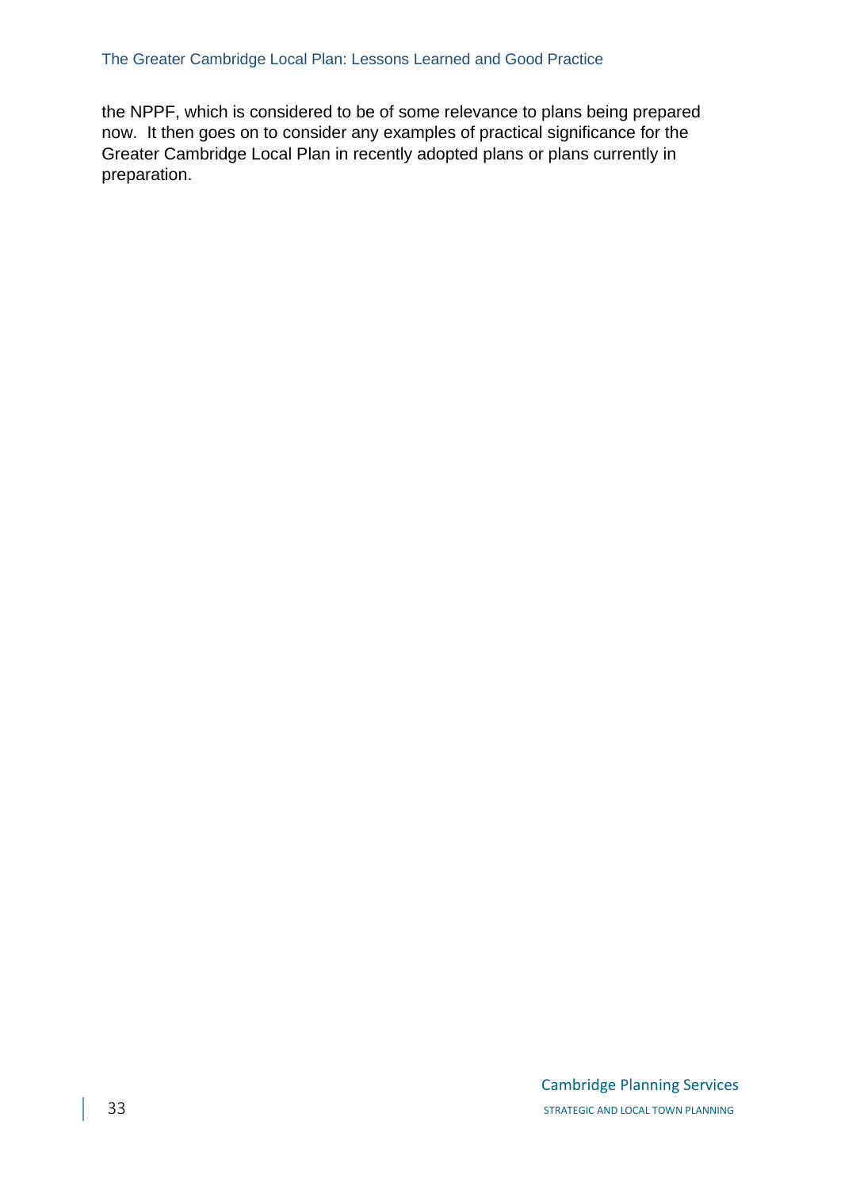the NPPF, which is considered to be of some relevance to plans being prepared now. It then goes on to consider any examples of practical significance for the Greater Cambridge Local Plan in recently adopted plans or plans currently in preparation.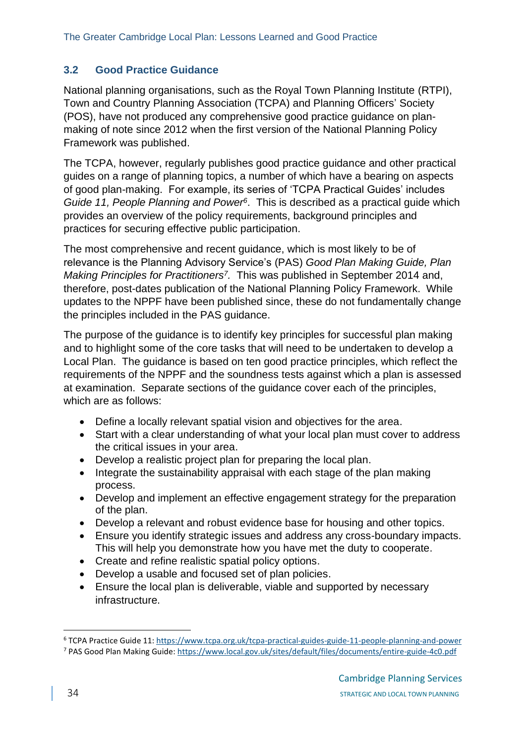### 3.2 Good Practice Guidance

National planning organisations, such as the Royal Town Planning Institute (RTPI), Town and Country Planning Association (TCPA) and Planning Officers' Society (POS), have not produced any comprehensive good practice guidance on plan-making of note since 2012 when the first version of the National Planning Policy Framework was published.

The TCPA, however, regularly publishes good practice guidance and other practical guides on a range of planning topics, a number of which have a bearing on aspects of good plan-making. For example, its series of 'TCPA Practical Guides' includes *Guide 11, People Planning and Power*[6]. This is described as a practical guide which provides an overview of the policy requirements, background principles and practices for securing effective public participation.

The most comprehensive and recent guidance, which is most likely to be of relevance is the Planning Advisory Service's (PAS) *Good Plan Making Guide, Plan Making Principles for Practitioners*[7]*.* This was published in September 2014 and, therefore, post-dates publication of the National Planning Policy Framework. While updates to the NPPF have been published since, these do not fundamentally change the principles included in the PAS guidance.

The purpose of the guidance is to identify key principles for successful plan making and to highlight some of the core tasks that will need to be undertaken to develop a Local Plan. The guidance is based on ten good practice principles, which reflect the requirements of the NPPF and the soundness tests against which a plan is assessed at examination. Separate sections of the guidance cover each of the principles, which are as follows:

- Define a locally relevant spatial vision and objectives for the area.
- Start with a clear understanding of what your local plan must cover to address the critical issues in your area.
- Develop a realistic project plan for preparing the local plan.
- Integrate the sustainability appraisal with each stage of the plan making process.
- Develop and implement an effective engagement strategy for the preparation of the plan.
- Develop a relevant and robust evidence base for housing and other topics.
- Ensure you identify strategic issues and address any cross-boundary impacts. This will help you demonstrate how you have met the duty to cooperate.
- Create and refine realistic spatial policy options.
- Develop a usable and focused set of plan policies.
- Ensure the local plan is deliverable, viable and supported by necessary infrastructure.

---

[6] TCPA Practice Guide 11: https://www.tcpa.org.uk/tcpa-practical-guides-guide-11-people-planning-and-power

[7] PAS Good Plan Making Guide: https://www.local.gov.uk/sites/default/files/documents/entire-guide-4c0.pdf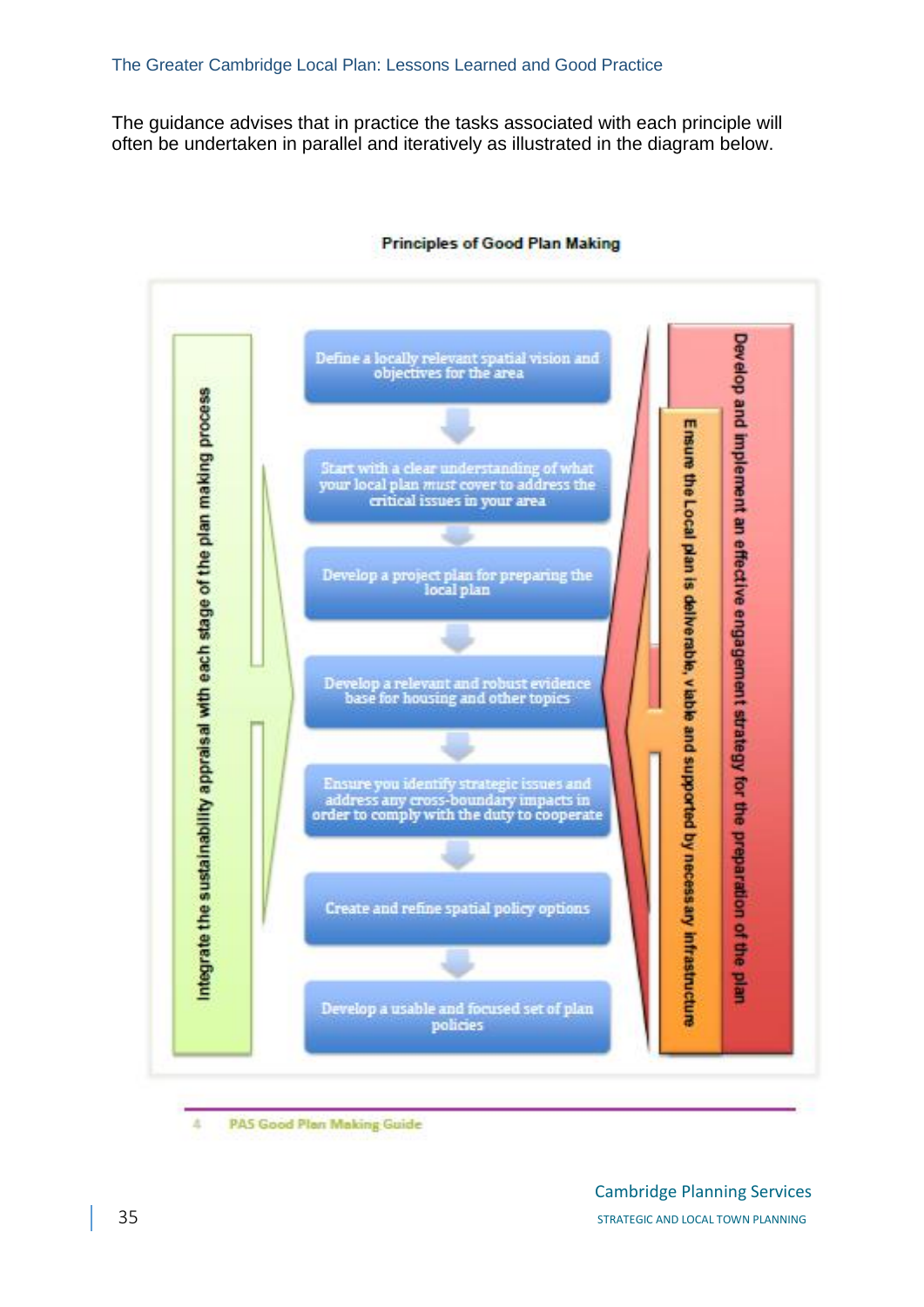The guidance advises that in practice the tasks associated with each principle will often be undertaken in parallel and iteratively as illustrated in the diagram below.

**Principles of Good Plan Making**

Integrate the sustainability appraisal with each stage of the plan making process

- Define a locally relevant spatial vision and objectives for the area
- Start with a clear understanding of what your local plan *must* cover to address the critical issues in your area
- Develop a project plan for preparing the local plan
- Develop a relevant and robust evidence base for housing and other topics
- Ensure you identify strategic issues and address any cross-boundary impacts in order to comply with the duty to cooperate
- Create and refine spatial policy options
- Develop a usable and focused set of plan policies

Ensure the Local plan is deliverable, viable and supported by necessary infrastructure

Develop and implement an effective engagement strategy for the preparation of the plan

4 PAS Good Plan Making Guide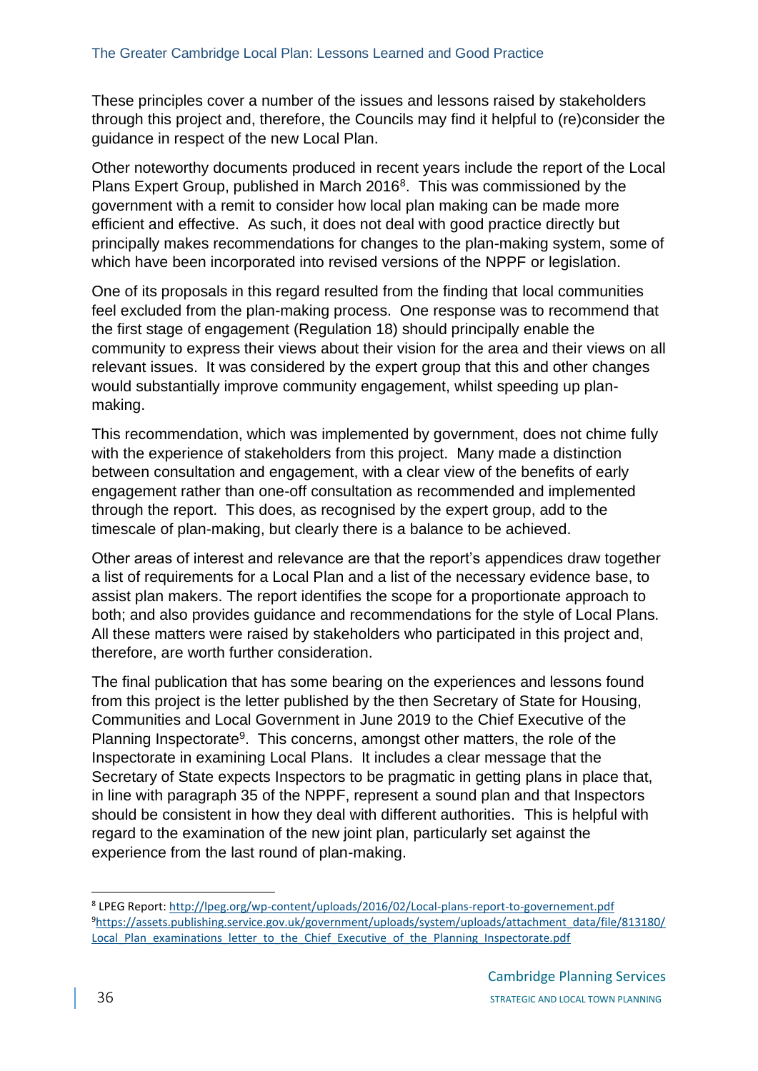These principles cover a number of the issues and lessons raised by stakeholders through this project and, therefore, the Councils may find it helpful to (re)consider the guidance in respect of the new Local Plan.

Other noteworthy documents produced in recent years include the report of the Local Plans Expert Group, published in March 2016[8]. This was commissioned by the government with a remit to consider how local plan making can be made more efficient and effective. As such, it does not deal with good practice directly but principally makes recommendations for changes to the plan-making system, some of which have been incorporated into revised versions of the NPPF or legislation.

One of its proposals in this regard resulted from the finding that local communities feel excluded from the plan-making process. One response was to recommend that the first stage of engagement (Regulation 18) should principally enable the community to express their views about their vision for the area and their views on all relevant issues. It was considered by the expert group that this and other changes would substantially improve community engagement, whilst speeding up plan-making.

This recommendation, which was implemented by government, does not chime fully with the experience of stakeholders from this project. Many made a distinction between consultation and engagement, with a clear view of the benefits of early engagement rather than one-off consultation as recommended and implemented through the report. This does, as recognised by the expert group, add to the timescale of plan-making, but clearly there is a balance to be achieved.

Other areas of interest and relevance are that the report's appendices draw together a list of requirements for a Local Plan and a list of the necessary evidence base, to assist plan makers. The report identifies the scope for a proportionate approach to both; and also provides guidance and recommendations for the style of Local Plans. All these matters were raised by stakeholders who participated in this project and, therefore, are worth further consideration.

The final publication that has some bearing on the experiences and lessons found from this project is the letter published by the then Secretary of State for Housing, Communities and Local Government in June 2019 to the Chief Executive of the Planning Inspectorate[9]. This concerns, amongst other matters, the role of the Inspectorate in examining Local Plans. It includes a clear message that the Secretary of State expects Inspectors to be pragmatic in getting plans in place that, in line with paragraph 35 of the NPPF, represent a sound plan and that Inspectors should be consistent in how they deal with different authorities. This is helpful with regard to the examination of the new joint plan, particularly set against the experience from the last round of plan-making.

---

[8] LPEG Report: http://lpeg.org/wp-content/uploads/2016/02/Local-plans-report-to-governement.pdf

[9] https://assets.publishing.service.gov.uk/government/uploads/system/uploads/attachment_data/file/813180/Local_Plan_examinations_letter_to_the_Chief_Executive_of_the_Planning_Inspectorate.pdf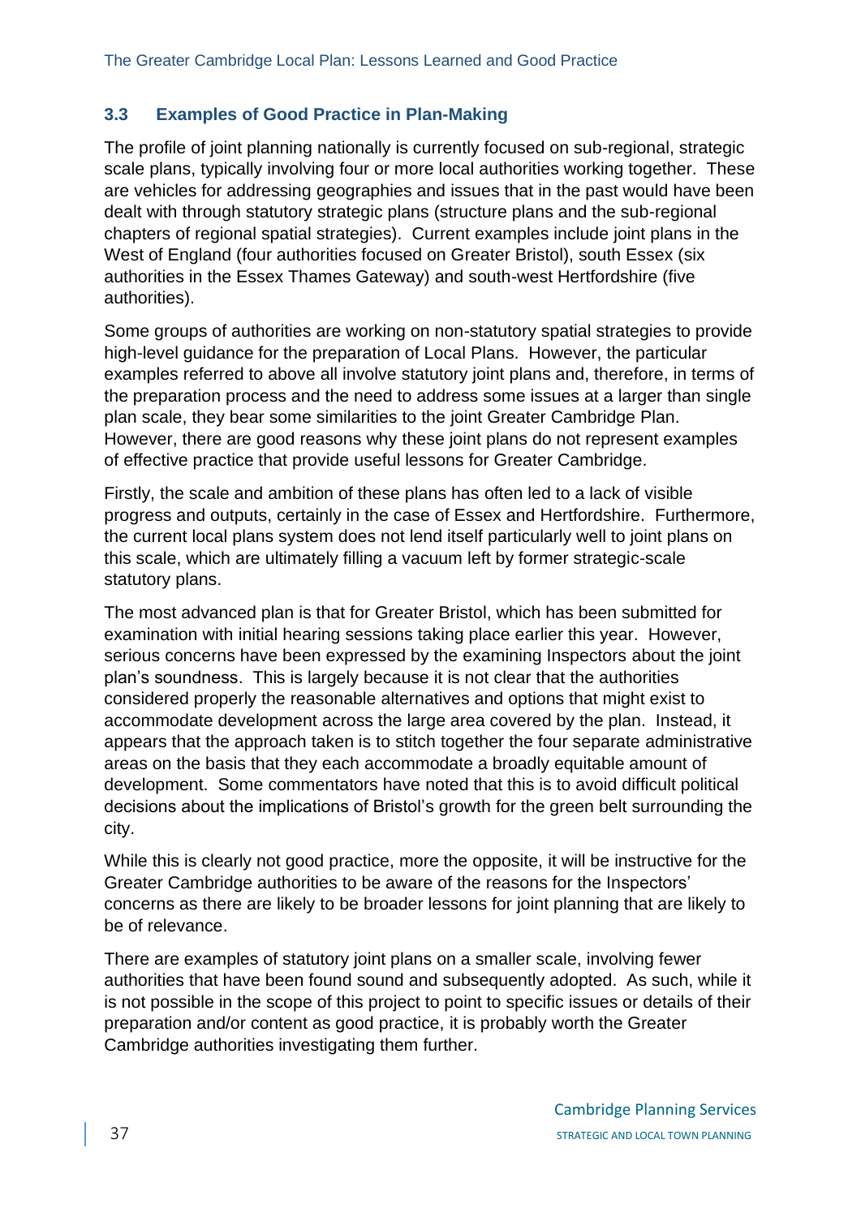### 3.3 Examples of Good Practice in Plan-Making

The profile of joint planning nationally is currently focused on sub-regional, strategic scale plans, typically involving four or more local authorities working together. These are vehicles for addressing geographies and issues that in the past would have been dealt with through statutory strategic plans (structure plans and the sub-regional chapters of regional spatial strategies). Current examples include joint plans in the West of England (four authorities focused on Greater Bristol), south Essex (six authorities in the Essex Thames Gateway) and south-west Hertfordshire (five authorities).

Some groups of authorities are working on non-statutory spatial strategies to provide high-level guidance for the preparation of Local Plans. However, the particular examples referred to above all involve statutory joint plans and, therefore, in terms of the preparation process and the need to address some issues at a larger than single plan scale, they bear some similarities to the joint Greater Cambridge Plan. However, there are good reasons why these joint plans do not represent examples of effective practice that provide useful lessons for Greater Cambridge.

Firstly, the scale and ambition of these plans has often led to a lack of visible progress and outputs, certainly in the case of Essex and Hertfordshire. Furthermore, the current local plans system does not lend itself particularly well to joint plans on this scale, which are ultimately filling a vacuum left by former strategic-scale statutory plans.

The most advanced plan is that for Greater Bristol, which has been submitted for examination with initial hearing sessions taking place earlier this year. However, serious concerns have been expressed by the examining Inspectors about the joint plan's soundness. This is largely because it is not clear that the authorities considered properly the reasonable alternatives and options that might exist to accommodate development across the large area covered by the plan. Instead, it appears that the approach taken is to stitch together the four separate administrative areas on the basis that they each accommodate a broadly equitable amount of development. Some commentators have noted that this is to avoid difficult political decisions about the implications of Bristol's growth for the green belt surrounding the city.

While this is clearly not good practice, more the opposite, it will be instructive for the Greater Cambridge authorities to be aware of the reasons for the Inspectors' concerns as there are likely to be broader lessons for joint planning that are likely to be of relevance.

There are examples of statutory joint plans on a smaller scale, involving fewer authorities that have been found sound and subsequently adopted. As such, while it is not possible in the scope of this project to point to specific issues or details of their preparation and/or content as good practice, it is probably worth the Greater Cambridge authorities investigating them further.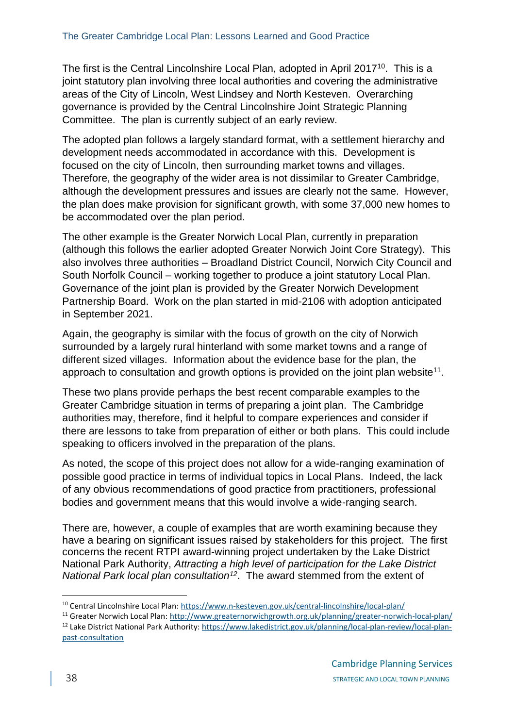The first is the Central Lincolnshire Local Plan, adopted in April 2017[10]. This is a joint statutory plan involving three local authorities and covering the administrative areas of the City of Lincoln, West Lindsey and North Kesteven. Overarching governance is provided by the Central Lincolnshire Joint Strategic Planning Committee. The plan is currently subject of an early review.

The adopted plan follows a largely standard format, with a settlement hierarchy and development needs accommodated in accordance with this. Development is focused on the city of Lincoln, then surrounding market towns and villages. Therefore, the geography of the wider area is not dissimilar to Greater Cambridge, although the development pressures and issues are clearly not the same. However, the plan does make provision for significant growth, with some 37,000 new homes to be accommodated over the plan period.

The other example is the Greater Norwich Local Plan, currently in preparation (although this follows the earlier adopted Greater Norwich Joint Core Strategy). This also involves three authorities – Broadland District Council, Norwich City Council and South Norfolk Council – working together to produce a joint statutory Local Plan. Governance of the joint plan is provided by the Greater Norwich Development Partnership Board. Work on the plan started in mid-2106 with adoption anticipated in September 2021.

Again, the geography is similar with the focus of growth on the city of Norwich surrounded by a largely rural hinterland with some market towns and a range of different sized villages. Information about the evidence base for the plan, the approach to consultation and growth options is provided on the joint plan website[11].

These two plans provide perhaps the best recent comparable examples to the Greater Cambridge situation in terms of preparing a joint plan. The Cambridge authorities may, therefore, find it helpful to compare experiences and consider if there are lessons to take from preparation of either or both plans. This could include speaking to officers involved in the preparation of the plans.

As noted, the scope of this project does not allow for a wide-ranging examination of possible good practice in terms of individual topics in Local Plans. Indeed, the lack of any obvious recommendations of good practice from practitioners, professional bodies and government means that this would involve a wide-ranging search.

There are, however, a couple of examples that are worth examining because they have a bearing on significant issues raised by stakeholders for this project. The first concerns the recent RTPI award-winning project undertaken by the Lake District National Park Authority, *Attracting a high level of participation for the Lake District National Park local plan consultation*[12]. The award stemmed from the extent of

---

[10] Central Lincolnshire Local Plan: https://www.n-kesteven.gov.uk/central-lincolnshire/local-plan/

[11] Greater Norwich Local Plan: http://www.greaternorwichgrowth.org.uk/planning/greater-norwich-local-plan/

[12] Lake District National Park Authority: https://www.lakedistrict.gov.uk/planning/local-plan-review/local-plan-past-consultation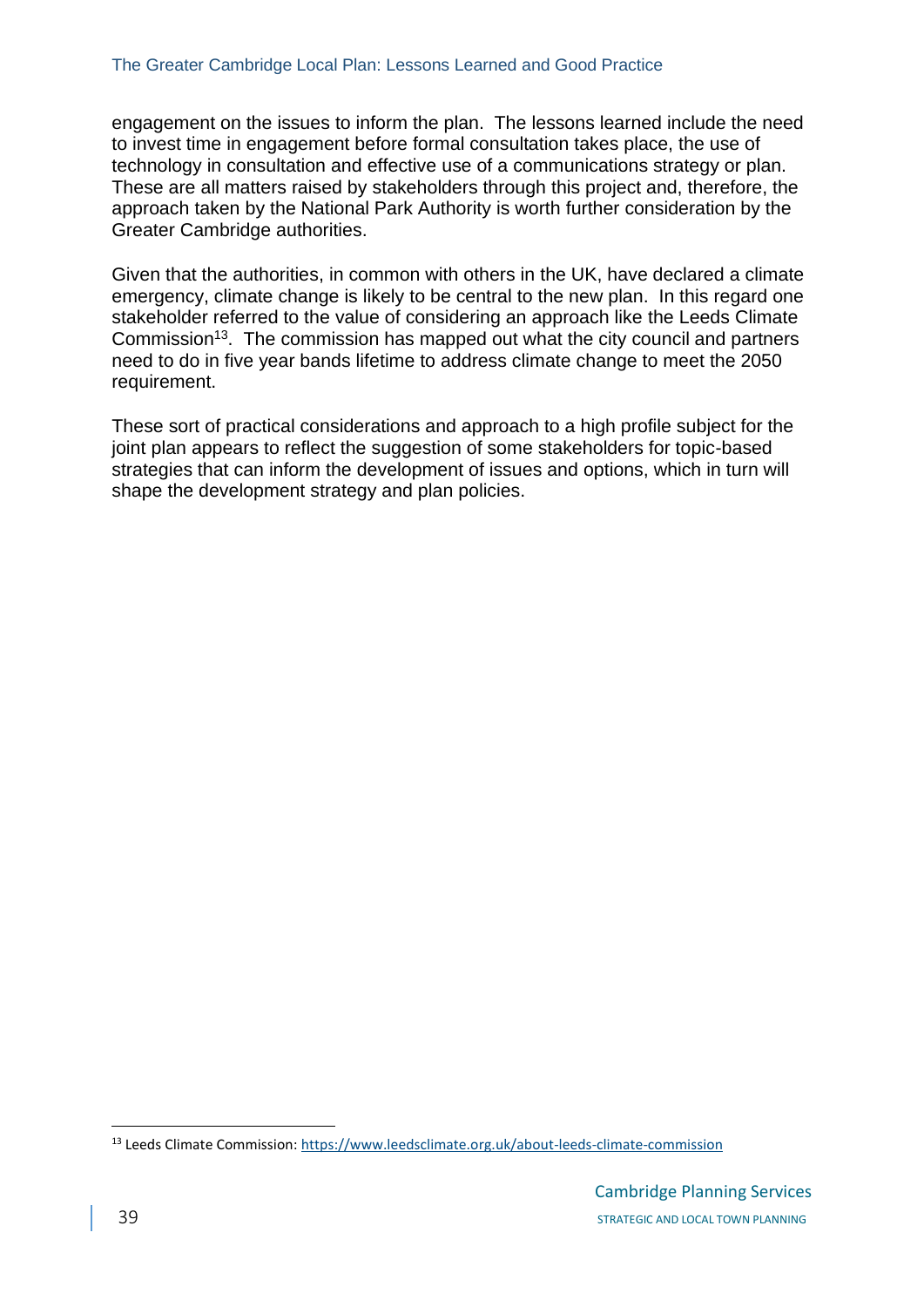engagement on the issues to inform the plan. The lessons learned include the need to invest time in engagement before formal consultation takes place, the use of technology in consultation and effective use of a communications strategy or plan. These are all matters raised by stakeholders through this project and, therefore, the approach taken by the National Park Authority is worth further consideration by the Greater Cambridge authorities.

Given that the authorities, in common with others in the UK, have declared a climate emergency, climate change is likely to be central to the new plan. In this regard one stakeholder referred to the value of considering an approach like the Leeds Climate Commission[13]. The commission has mapped out what the city council and partners need to do in five year bands lifetime to address climate change to meet the 2050 requirement.

These sort of practical considerations and approach to a high profile subject for the joint plan appears to reflect the suggestion of some stakeholders for topic-based strategies that can inform the development of issues and options, which in turn will shape the development strategy and plan policies.

[13] Leeds Climate Commission: https://www.leedsclimate.org.uk/about-leeds-climate-commission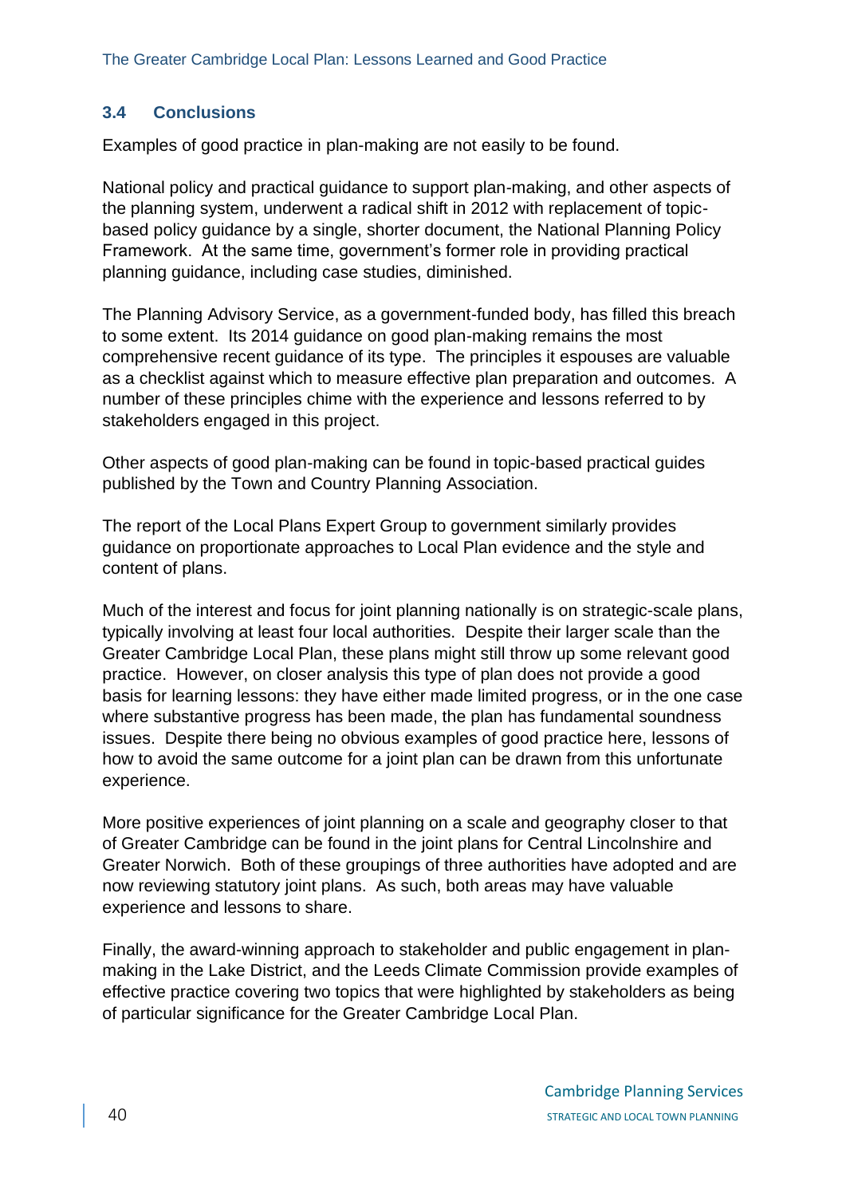### 3.4 Conclusions

Examples of good practice in plan-making are not easily to be found.

National policy and practical guidance to support plan-making, and other aspects of the planning system, underwent a radical shift in 2012 with replacement of topic-based policy guidance by a single, shorter document, the National Planning Policy Framework. At the same time, government's former role in providing practical planning guidance, including case studies, diminished.

The Planning Advisory Service, as a government-funded body, has filled this breach to some extent. Its 2014 guidance on good plan-making remains the most comprehensive recent guidance of its type. The principles it espouses are valuable as a checklist against which to measure effective plan preparation and outcomes. A number of these principles chime with the experience and lessons referred to by stakeholders engaged in this project.

Other aspects of good plan-making can be found in topic-based practical guides published by the Town and Country Planning Association.

The report of the Local Plans Expert Group to government similarly provides guidance on proportionate approaches to Local Plan evidence and the style and content of plans.

Much of the interest and focus for joint planning nationally is on strategic-scale plans, typically involving at least four local authorities. Despite their larger scale than the Greater Cambridge Local Plan, these plans might still throw up some relevant good practice. However, on closer analysis this type of plan does not provide a good basis for learning lessons: they have either made limited progress, or in the one case where substantive progress has been made, the plan has fundamental soundness issues. Despite there being no obvious examples of good practice here, lessons of how to avoid the same outcome for a joint plan can be drawn from this unfortunate experience.

More positive experiences of joint planning on a scale and geography closer to that of Greater Cambridge can be found in the joint plans for Central Lincolnshire and Greater Norwich. Both of these groupings of three authorities have adopted and are now reviewing statutory joint plans. As such, both areas may have valuable experience and lessons to share.

Finally, the award-winning approach to stakeholder and public engagement in plan-making in the Lake District, and the Leeds Climate Commission provide examples of effective practice covering two topics that were highlighted by stakeholders as being of particular significance for the Greater Cambridge Local Plan.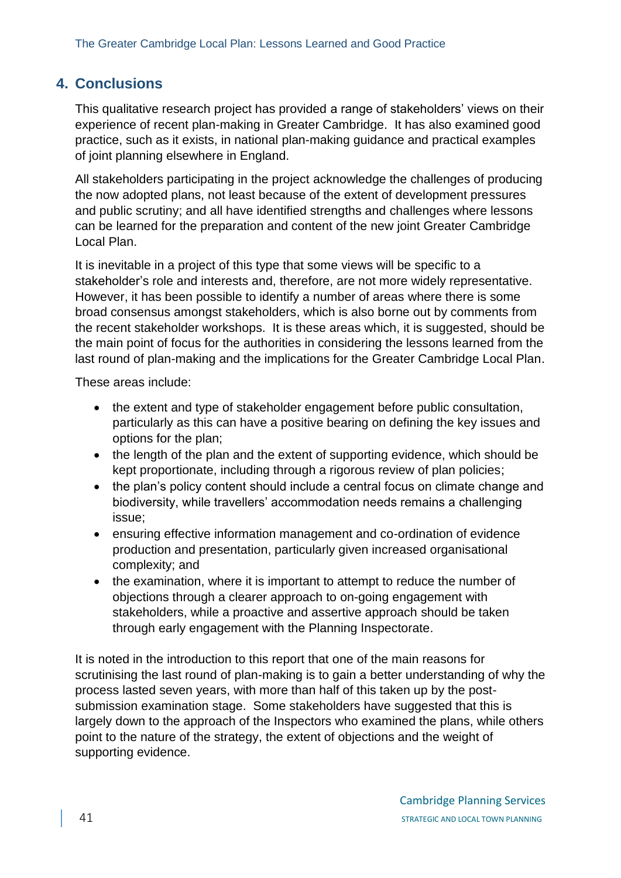## 4. Conclusions

This qualitative research project has provided a range of stakeholders' views on their experience of recent plan-making in Greater Cambridge. It has also examined good practice, such as it exists, in national plan-making guidance and practical examples of joint planning elsewhere in England.

All stakeholders participating in the project acknowledge the challenges of producing the now adopted plans, not least because of the extent of development pressures and public scrutiny; and all have identified strengths and challenges where lessons can be learned for the preparation and content of the new joint Greater Cambridge Local Plan.

It is inevitable in a project of this type that some views will be specific to a stakeholder's role and interests and, therefore, are not more widely representative. However, it has been possible to identify a number of areas where there is some broad consensus amongst stakeholders, which is also borne out by comments from the recent stakeholder workshops. It is these areas which, it is suggested, should be the main point of focus for the authorities in considering the lessons learned from the last round of plan-making and the implications for the Greater Cambridge Local Plan.

These areas include:

- the extent and type of stakeholder engagement before public consultation, particularly as this can have a positive bearing on defining the key issues and options for the plan;
- the length of the plan and the extent of supporting evidence, which should be kept proportionate, including through a rigorous review of plan policies;
- the plan's policy content should include a central focus on climate change and biodiversity, while travellers' accommodation needs remains a challenging issue;
- ensuring effective information management and co-ordination of evidence production and presentation, particularly given increased organisational complexity; and
- the examination, where it is important to attempt to reduce the number of objections through a clearer approach to on-going engagement with stakeholders, while a proactive and assertive approach should be taken through early engagement with the Planning Inspectorate.

It is noted in the introduction to this report that one of the main reasons for scrutinising the last round of plan-making is to gain a better understanding of why the process lasted seven years, with more than half of this taken up by the post-submission examination stage. Some stakeholders have suggested that this is largely down to the approach of the Inspectors who examined the plans, while others point to the nature of the strategy, the extent of objections and the weight of supporting evidence.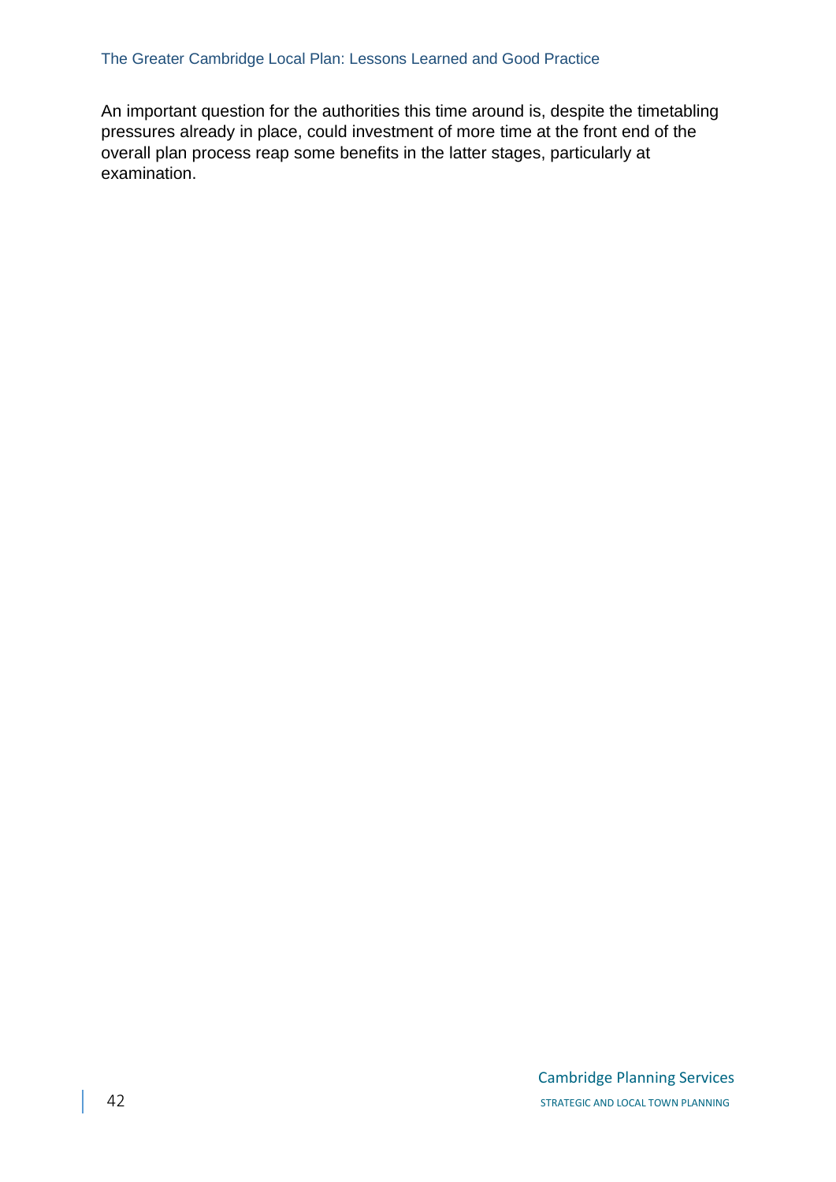An important question for the authorities this time around is, despite the timetabling pressures already in place, could investment of more time at the front end of the overall plan process reap some benefits in the latter stages, particularly at examination.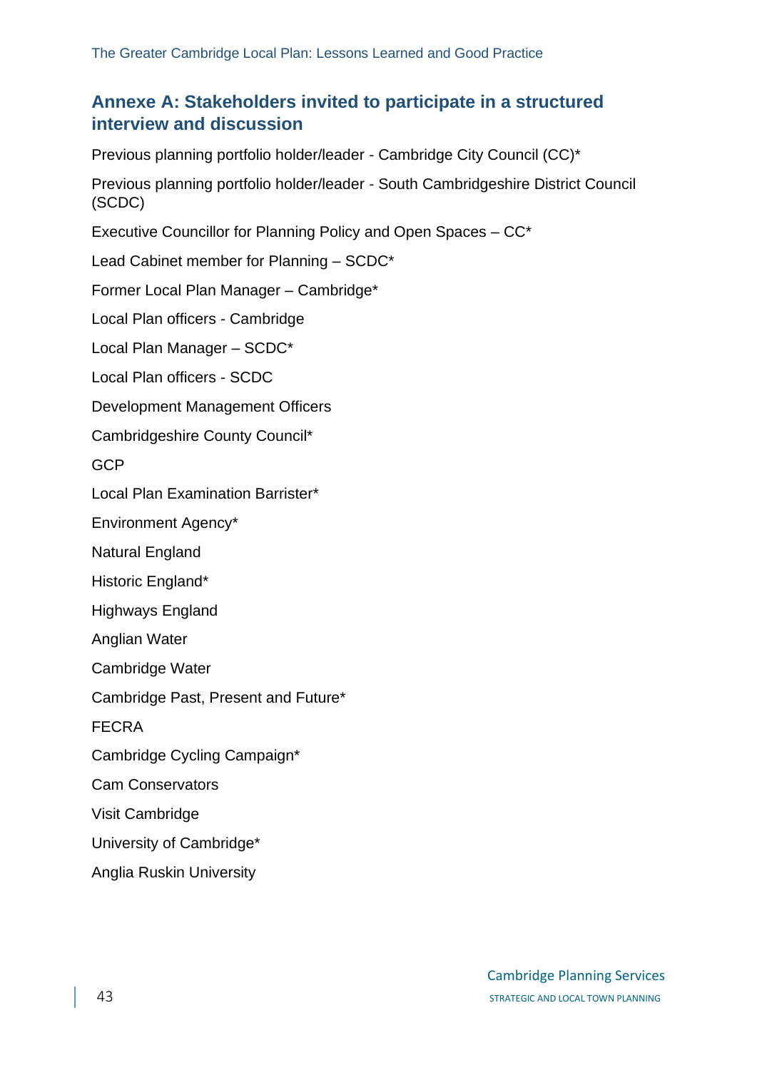## Annexe A: Stakeholders invited to participate in a structured interview and discussion

Previous planning portfolio holder/leader - Cambridge City Council (CC)*

Previous planning portfolio holder/leader - South Cambridgeshire District Council (SCDC)

Executive Councillor for Planning Policy and Open Spaces – CC*

Lead Cabinet member for Planning – SCDC*

Former Local Plan Manager – Cambridge*

Local Plan officers - Cambridge

Local Plan Manager – SCDC*

Local Plan officers - SCDC

Development Management Officers

Cambridgeshire County Council*

GCP

Local Plan Examination Barrister*

Environment Agency*

Natural England

Historic England*

Highways England

Anglian Water

Cambridge Water

Cambridge Past, Present and Future*

FECRA

Cambridge Cycling Campaign*

Cam Conservators

Visit Cambridge

University of Cambridge*

Anglia Ruskin University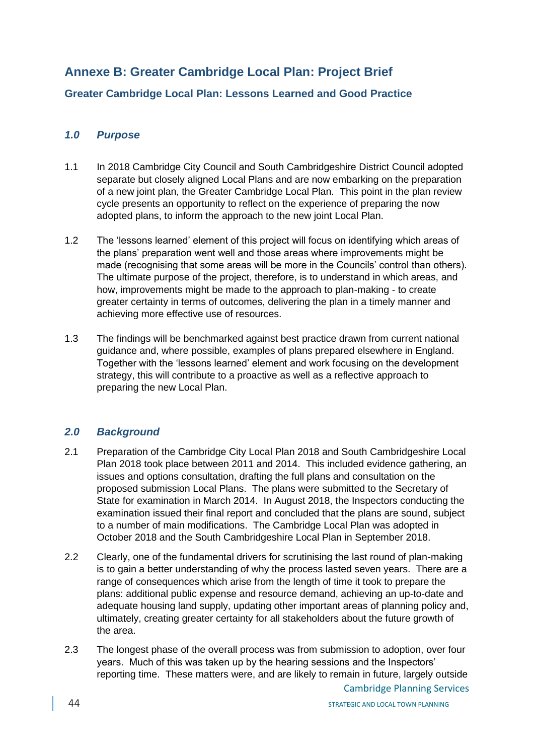## Annexe B: Greater Cambridge Local Plan: Project Brief

### Greater Cambridge Local Plan: Lessons Learned and Good Practice

### *1.0 Purpose*

1.1 In 2018 Cambridge City Council and South Cambridgeshire District Council adopted separate but closely aligned Local Plans and are now embarking on the preparation of a new joint plan, the Greater Cambridge Local Plan. This point in the plan review cycle presents an opportunity to reflect on the experience of preparing the now adopted plans, to inform the approach to the new joint Local Plan.

1.2 The 'lessons learned' element of this project will focus on identifying which areas of the plans' preparation went well and those areas where improvements might be made (recognising that some areas will be more in the Councils' control than others). The ultimate purpose of the project, therefore, is to understand in which areas, and how, improvements might be made to the approach to plan-making - to create greater certainty in terms of outcomes, delivering the plan in a timely manner and achieving more effective use of resources.

1.3 The findings will be benchmarked against best practice drawn from current national guidance and, where possible, examples of plans prepared elsewhere in England. Together with the 'lessons learned' element and work focusing on the development strategy, this will contribute to a proactive as well as a reflective approach to preparing the new Local Plan.

### *2.0 Background*

2.1 Preparation of the Cambridge City Local Plan 2018 and South Cambridgeshire Local Plan 2018 took place between 2011 and 2014. This included evidence gathering, an issues and options consultation, drafting the full plans and consultation on the proposed submission Local Plans. The plans were submitted to the Secretary of State for examination in March 2014. In August 2018, the Inspectors conducting the examination issued their final report and concluded that the plans are sound, subject to a number of main modifications. The Cambridge Local Plan was adopted in October 2018 and the South Cambridgeshire Local Plan in September 2018.

2.2 Clearly, one of the fundamental drivers for scrutinising the last round of plan-making is to gain a better understanding of why the process lasted seven years. There are a range of consequences which arise from the length of time it took to prepare the plans: additional public expense and resource demand, achieving an up-to-date and adequate housing land supply, updating other important areas of planning policy and, ultimately, creating greater certainty for all stakeholders about the future growth of the area.

2.3 The longest phase of the overall process was from submission to adoption, over four years. Much of this was taken up by the hearing sessions and the Inspectors' reporting time. These matters were, and are likely to remain in future, largely outside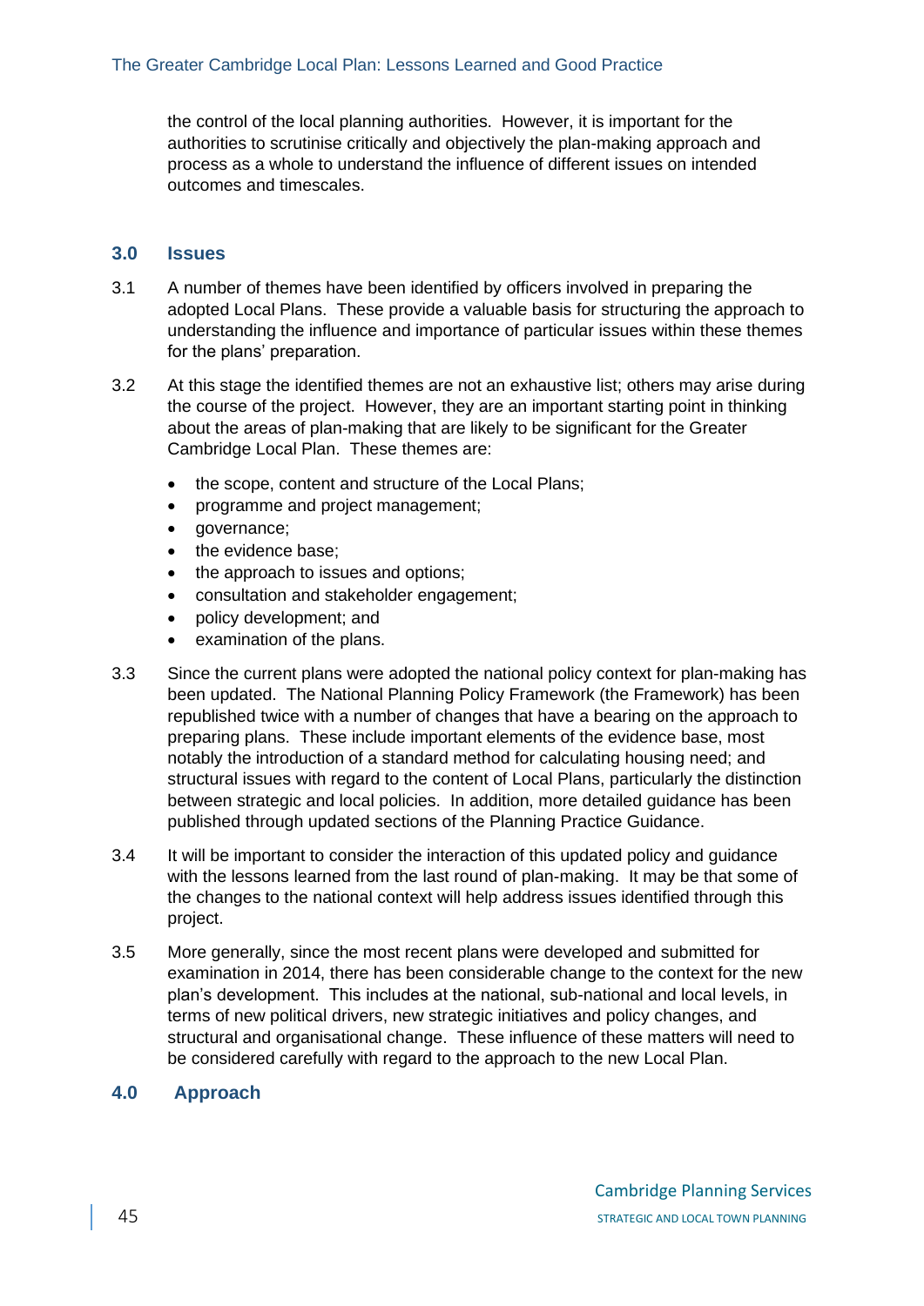the control of the local planning authorities. However, it is important for the authorities to scrutinise critically and objectively the plan-making approach and process as a whole to understand the influence of different issues on intended outcomes and timescales.

## 3.0 Issues

3.1 A number of themes have been identified by officers involved in preparing the adopted Local Plans. These provide a valuable basis for structuring the approach to understanding the influence and importance of particular issues within these themes for the plans' preparation.

3.2 At this stage the identified themes are not an exhaustive list; others may arise during the course of the project. However, they are an important starting point in thinking about the areas of plan-making that are likely to be significant for the Greater Cambridge Local Plan. These themes are:

- the scope, content and structure of the Local Plans;
- programme and project management;
- governance;
- the evidence base;
- the approach to issues and options;
- consultation and stakeholder engagement;
- policy development; and
- examination of the plans.

3.3 Since the current plans were adopted the national policy context for plan-making has been updated. The National Planning Policy Framework (the Framework) has been republished twice with a number of changes that have a bearing on the approach to preparing plans. These include important elements of the evidence base, most notably the introduction of a standard method for calculating housing need; and structural issues with regard to the content of Local Plans, particularly the distinction between strategic and local policies. In addition, more detailed guidance has been published through updated sections of the Planning Practice Guidance.

3.4 It will be important to consider the interaction of this updated policy and guidance with the lessons learned from the last round of plan-making. It may be that some of the changes to the national context will help address issues identified through this project.

3.5 More generally, since the most recent plans were developed and submitted for examination in 2014, there has been considerable change to the context for the new plan's development. This includes at the national, sub-national and local levels, in terms of new political drivers, new strategic initiatives and policy changes, and structural and organisational change. These influence of these matters will need to be considered carefully with regard to the approach to the new Local Plan.

## 4.0 Approach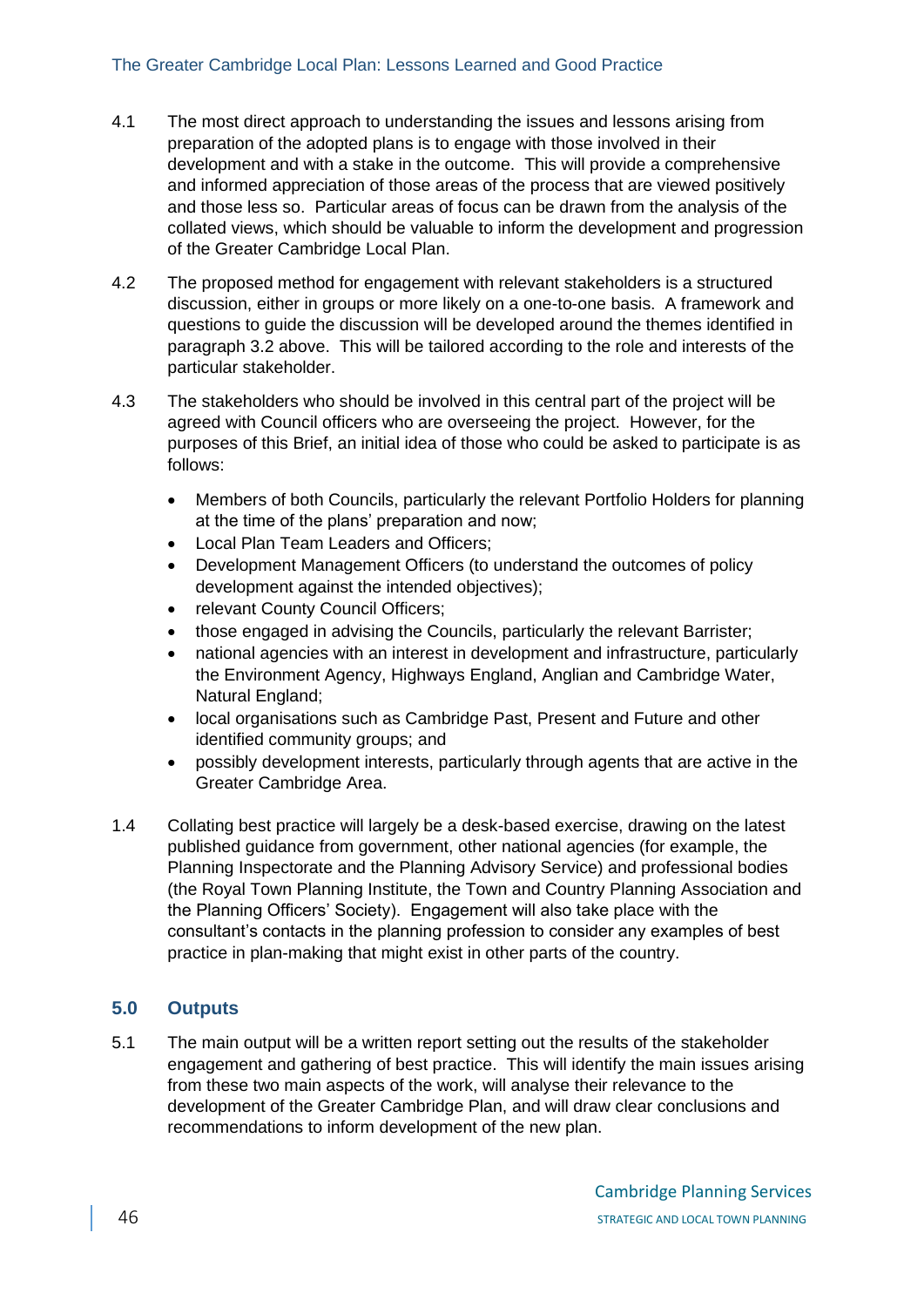4.1 The most direct approach to understanding the issues and lessons arising from preparation of the adopted plans is to engage with those involved in their development and with a stake in the outcome. This will provide a comprehensive and informed appreciation of those areas of the process that are viewed positively and those less so. Particular areas of focus can be drawn from the analysis of the collated views, which should be valuable to inform the development and progression of the Greater Cambridge Local Plan.

4.2 The proposed method for engagement with relevant stakeholders is a structured discussion, either in groups or more likely on a one-to-one basis. A framework and questions to guide the discussion will be developed around the themes identified in paragraph 3.2 above. This will be tailored according to the role and interests of the particular stakeholder.

4.3 The stakeholders who should be involved in this central part of the project will be agreed with Council officers who are overseeing the project. However, for the purposes of this Brief, an initial idea of those who could be asked to participate is as follows:

- Members of both Councils, particularly the relevant Portfolio Holders for planning at the time of the plans' preparation and now;
- Local Plan Team Leaders and Officers;
- Development Management Officers (to understand the outcomes of policy development against the intended objectives);
- relevant County Council Officers;
- those engaged in advising the Councils, particularly the relevant Barrister;
- national agencies with an interest in development and infrastructure, particularly the Environment Agency, Highways England, Anglian and Cambridge Water, Natural England;
- local organisations such as Cambridge Past, Present and Future and other identified community groups; and
- possibly development interests, particularly through agents that are active in the Greater Cambridge Area.

1.4 Collating best practice will largely be a desk-based exercise, drawing on the latest published guidance from government, other national agencies (for example, the Planning Inspectorate and the Planning Advisory Service) and professional bodies (the Royal Town Planning Institute, the Town and Country Planning Association and the Planning Officers' Society). Engagement will also take place with the consultant's contacts in the planning profession to consider any examples of best practice in plan-making that might exist in other parts of the country.

## 5.0 Outputs

5.1 The main output will be a written report setting out the results of the stakeholder engagement and gathering of best practice. This will identify the main issues arising from these two main aspects of the work, will analyse their relevance to the development of the Greater Cambridge Plan, and will draw clear conclusions and recommendations to inform development of the new plan.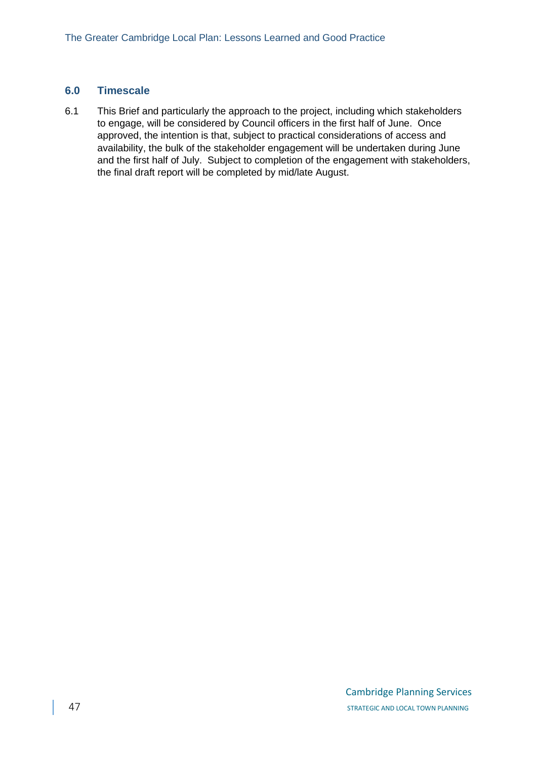## 6.0 Timescale

6.1 This Brief and particularly the approach to the project, including which stakeholders to engage, will be considered by Council officers in the first half of June. Once approved, the intention is that, subject to practical considerations of access and availability, the bulk of the stakeholder engagement will be undertaken during June and the first half of July. Subject to completion of the engagement with stakeholders, the final draft report will be completed by mid/late August.